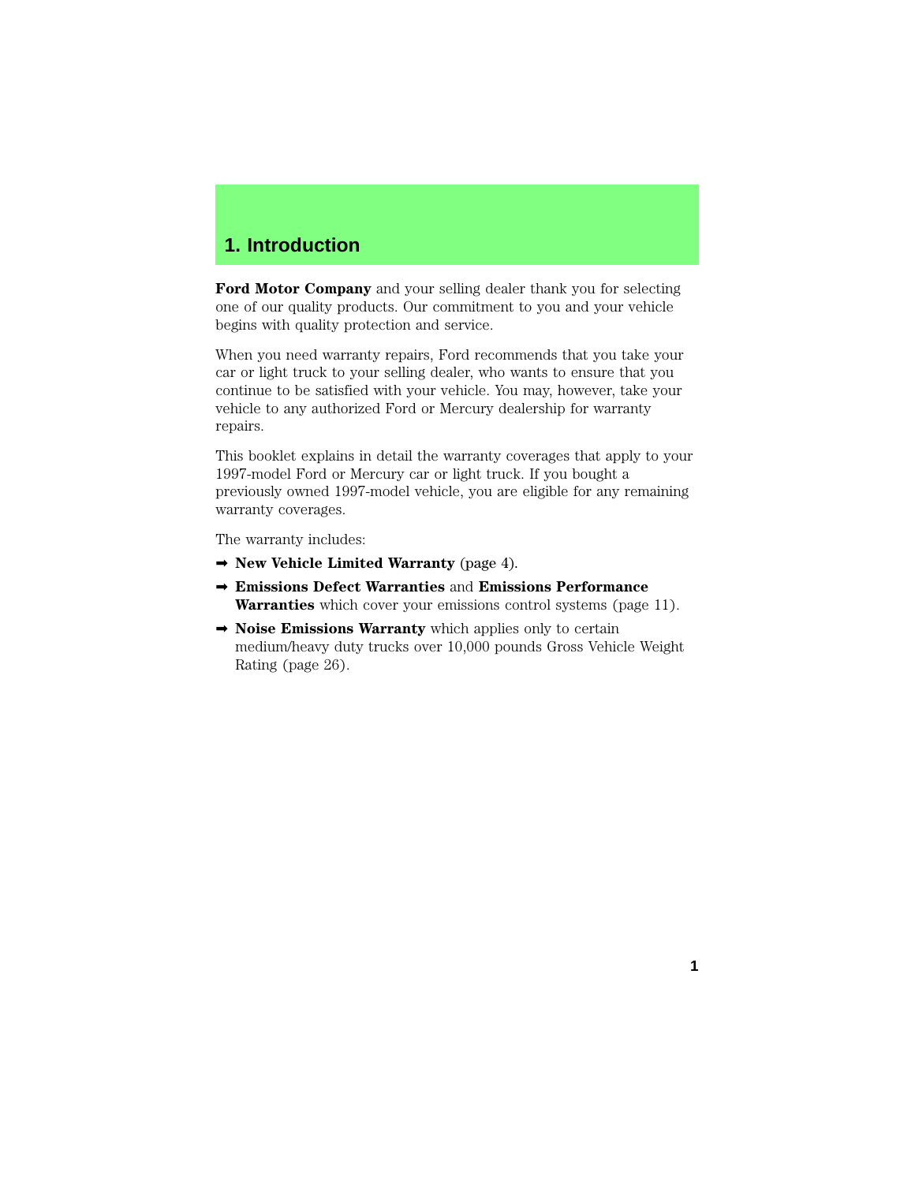# 1. Introduction

**Ford Motor Company** and your selling dealer thank you for selecting one of our quality products. Our commitment to you and your vehicle begins with quality protection and service.

When you need warranty repairs, Ford recommends that you take your car or light truck to your selling dealer, who wants to ensure that you continue to be satisfied with your vehicle. You may, however, take your vehicle to any authorized Ford or Mercury dealership for warranty repairs.

This booklet explains in detail the warranty coverages that apply to your 1997-model Ford or Mercury car or light truck. If you bought a previously owned 1997-model vehicle, you are eligible for any remaining warranty coverages.

The warranty includes:

- **New Vehicle Limited Warranty** (page 4).
- **Emissions Defect Warranties** and **Emissions Performance Warranties** which cover your emissions control systems (page 11).
- **Noise Emissions Warranty** which applies only to certain medium/heavy duty trucks over 10,000 pounds Gross Vehicle Weight Rating (page 26).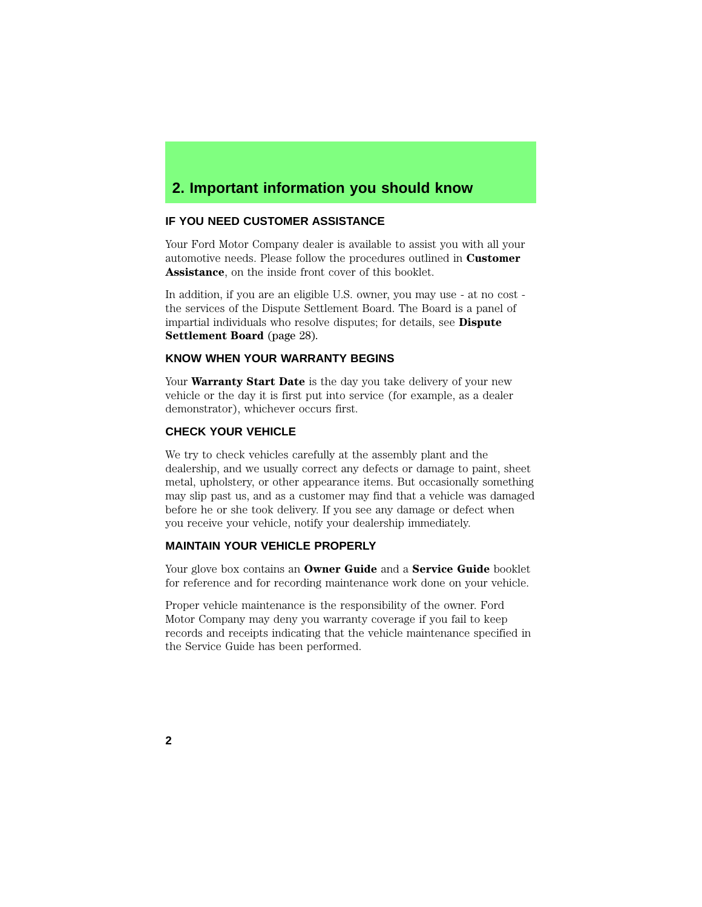# 2. Important information you should know

## IF YOU NEED CUSTOMER ASSISTANCE

Your Ford Motor Company dealer is available to assist you with all your automotive needs. Please follow the procedures outlined in **Customer Assistance**, on the inside front cover of this booklet.

In addition, if you are an eligible U.S. owner, you may use - at no cost - the services of the Dispute Settlement Board. The Board is a panel of impartial individuals who resolve disputes; for details, see **Dispute Settlement Board** (page 28).

## KNOW WHEN YOUR WARRANTY BEGINS

Your **Warranty Start Date** is the day you take delivery of your new vehicle or the day it is first put into service (for example, as a dealer demonstrator), whichever occurs first.

## CHECK YOUR VEHICLE

We try to check vehicles carefully at the assembly plant and the dealership, and we usually correct any defects or damage to paint, sheet metal, upholstery, or other appearance items. But occasionally something may slip past us, and as a customer may find that a vehicle was damaged before he or she took delivery. If you see any damage or defect when you receive your vehicle, notify your dealership immediately.

## MAINTAIN YOUR VEHICLE PROPERLY

Your glove box contains an **Owner Guide** and a **Service Guide** booklet for reference and for recording maintenance work done on your vehicle.

Proper vehicle maintenance is the responsibility of the owner. Ford Motor Company may deny you warranty coverage if you fail to keep records and receipts indicating that the vehicle maintenance specified in the Service Guide has been performed.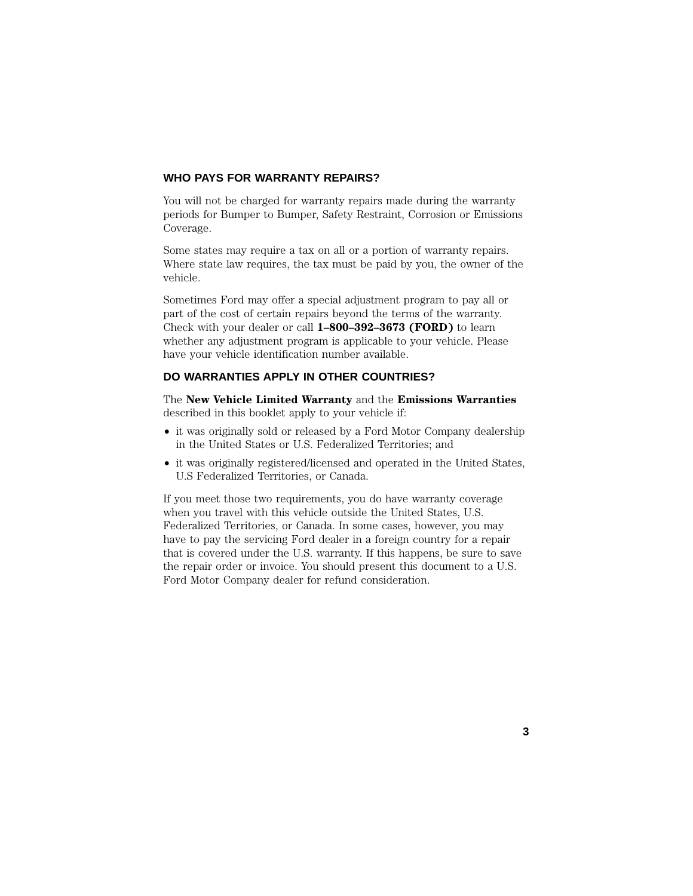## WHO PAYS FOR WARRANTY REPAIRS?

You will not be charged for warranty repairs made during the warranty periods for Bumper to Bumper, Safety Restraint, Corrosion or Emissions Coverage.

Some states may require a tax on all or a portion of warranty repairs. Where state law requires, the tax must be paid by you, the owner of the vehicle.

Sometimes Ford may offer a special adjustment program to pay all or part of the cost of certain repairs beyond the terms of the warranty. Check with your dealer or call **1–800–392–3673 (FORD)** to learn whether any adjustment program is applicable to your vehicle. Please have your vehicle identification number available.

## DO WARRANTIES APPLY IN OTHER COUNTRIES?

The **New Vehicle Limited Warranty** and the **Emissions Warranties** described in this booklet apply to your vehicle if:

- it was originally sold or released by a Ford Motor Company dealership in the United States or U.S. Federalized Territories; and
- it was originally registered/licensed and operated in the United States, U.S Federalized Territories, or Canada.

If you meet those two requirements, you do have warranty coverage when you travel with this vehicle outside the United States, U.S. Federalized Territories, or Canada. In some cases, however, you may have to pay the servicing Ford dealer in a foreign country for a repair that is covered under the U.S. warranty. If this happens, be sure to save the repair order or invoice. You should present this document to a U.S. Ford Motor Company dealer for refund consideration.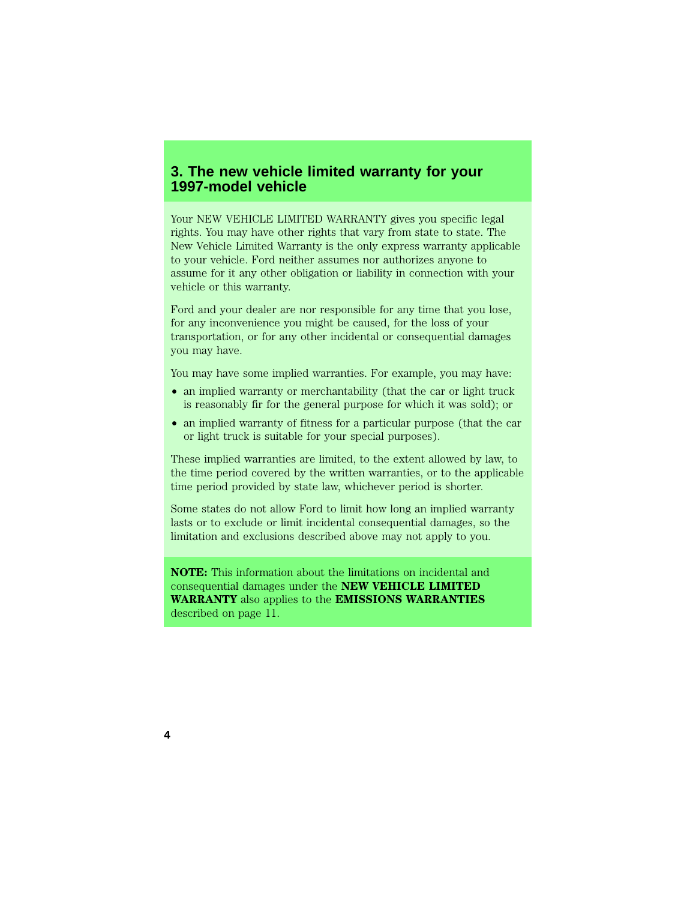## 3. The new vehicle limited warranty for your 1997-model vehicle

Your NEW VEHICLE LIMITED WARRANTY gives you specific legal rights. You may have other rights that vary from state to state. The New Vehicle Limited Warranty is the only express warranty applicable to your vehicle. Ford neither assumes nor authorizes anyone to assume for it any other obligation or liability in connection with your vehicle or this warranty.

Ford and your dealer are nor responsible for any time that you lose, for any inconvenience you might be caused, for the loss of your transportation, or for any other incidental or consequential damages you may have.

You may have some implied warranties. For example, you may have:

- an implied warranty or merchantability (that the car or light truck is reasonably fir for the general purpose for which it was sold); or
- an implied warranty of fitness for a particular purpose (that the car or light truck is suitable for your special purposes).

These implied warranties are limited, to the extent allowed by law, to the time period covered by the written warranties, or to the applicable time period provided by state law, whichever period is shorter.

Some states do not allow Ford to limit how long an implied warranty lasts or to exclude or limit incidental consequential damages, so the limitation and exclusions described above may not apply to you.

**NOTE:** This information about the limitations on incidental and consequential damages under the **NEW VEHICLE LIMITED WARRANTY** also applies to the **EMISSIONS WARRANTIES** described on page 11.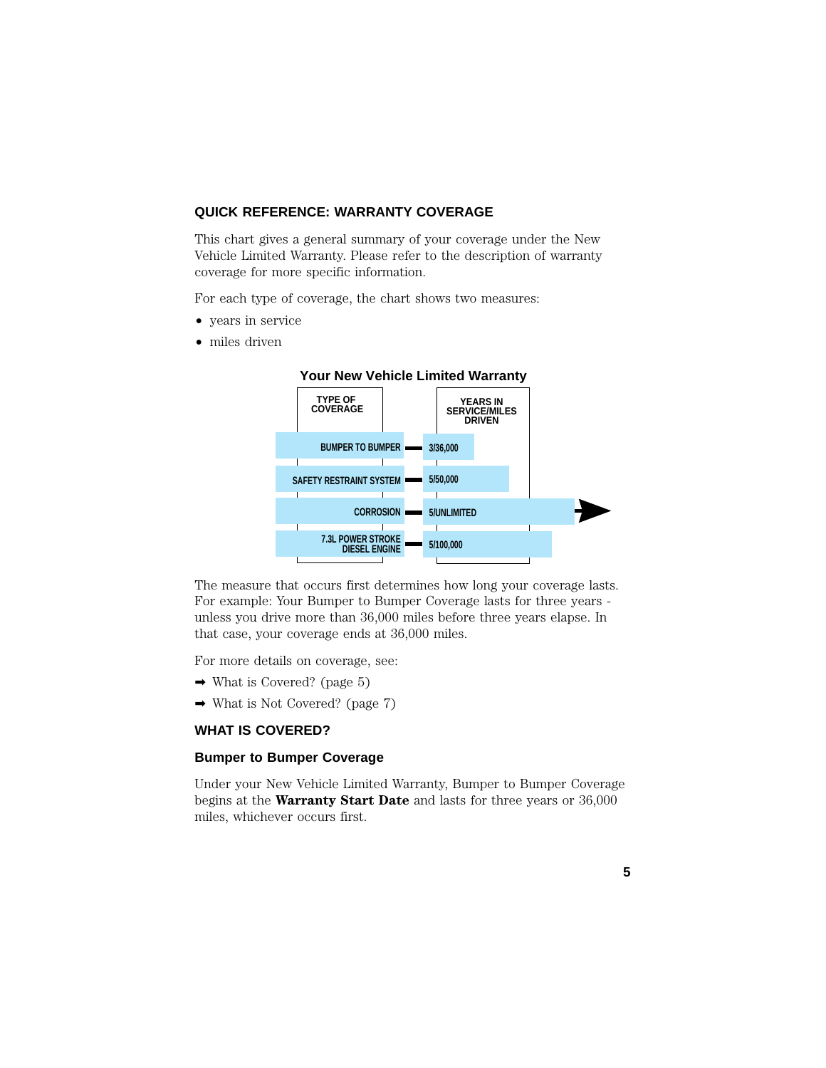## QUICK REFERENCE: WARRANTY COVERAGE

This chart gives a general summary of your coverage under the New Vehicle Limited Warranty. Please refer to the description of warranty coverage for more specific information.

For each type of coverage, the chart shows two measures:

- years in service
- miles driven

**Your New Vehicle Limited Warranty**

| TYPE OF COVERAGE | YEARS IN SERVICE/MILES DRIVEN |
|---|---|
| BUMPER TO BUMPER | 3/36,000 |
| SAFETY RESTRAINT SYSTEM | 5/50,000 |
| CORROSION | 5/UNLIMITED |
| 7.3L POWER STROKE DIESEL ENGINE | 5/100,000 |

The measure that occurs first determines how long your coverage lasts. For example: Your Bumper to Bumper Coverage lasts for three years - unless you drive more than 36,000 miles before three years elapse. In that case, your coverage ends at 36,000 miles.

For more details on coverage, see:

➡ What is Covered? (page 5)

➡ What is Not Covered? (page 7)

## WHAT IS COVERED?

### Bumper to Bumper Coverage

Under your New Vehicle Limited Warranty, Bumper to Bumper Coverage begins at the **Warranty Start Date** and lasts for three years or 36,000 miles, whichever occurs first.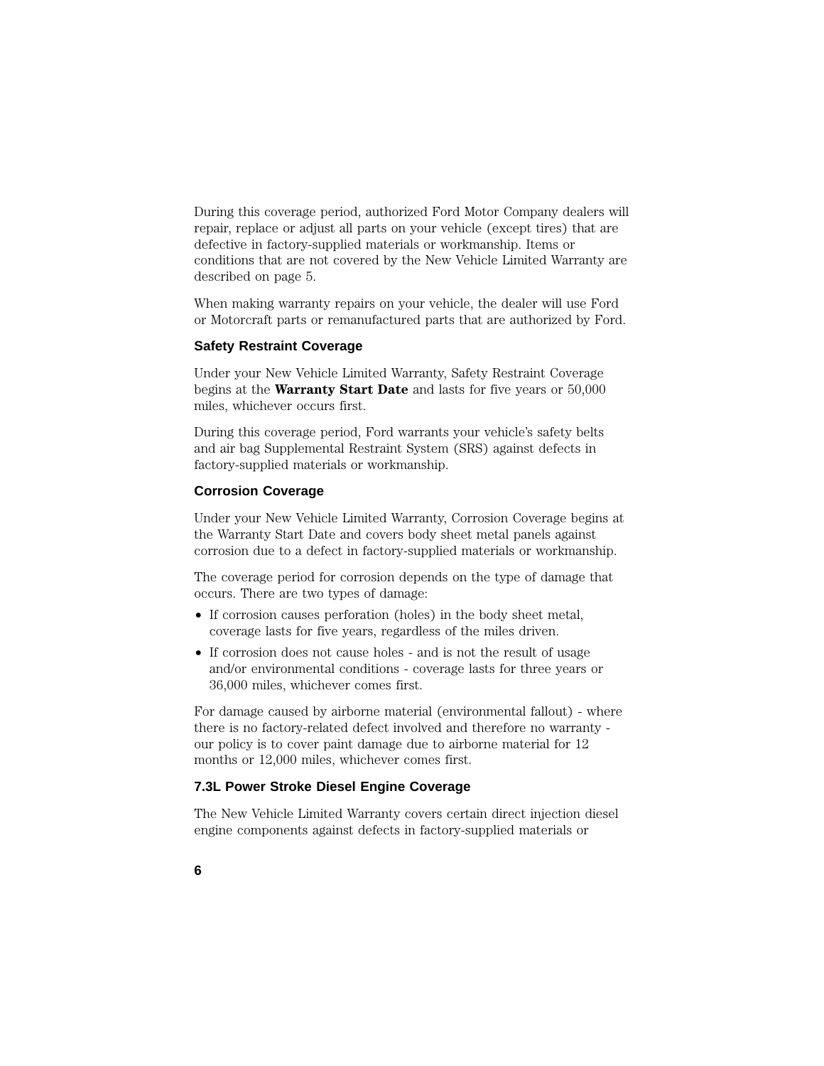During this coverage period, authorized Ford Motor Company dealers will repair, replace or adjust all parts on your vehicle (except tires) that are defective in factory-supplied materials or workmanship. Items or conditions that are not covered by the New Vehicle Limited Warranty are described on page 5.

When making warranty repairs on your vehicle, the dealer will use Ford or Motorcraft parts or remanufactured parts that are authorized by Ford.

### Safety Restraint Coverage

Under your New Vehicle Limited Warranty, Safety Restraint Coverage begins at the **Warranty Start Date** and lasts for five years or 50,000 miles, whichever occurs first.

During this coverage period, Ford warrants your vehicle's safety belts and air bag Supplemental Restraint System (SRS) against defects in factory-supplied materials or workmanship.

### Corrosion Coverage

Under your New Vehicle Limited Warranty, Corrosion Coverage begins at the Warranty Start Date and covers body sheet metal panels against corrosion due to a defect in factory-supplied materials or workmanship.

The coverage period for corrosion depends on the type of damage that occurs. There are two types of damage:

- If corrosion causes perforation (holes) in the body sheet metal, coverage lasts for five years, regardless of the miles driven.
- If corrosion does not cause holes - and is not the result of usage and/or environmental conditions - coverage lasts for three years or 36,000 miles, whichever comes first.

For damage caused by airborne material (environmental fallout) - where there is no factory-related defect involved and therefore no warranty - our policy is to cover paint damage due to airborne material for 12 months or 12,000 miles, whichever comes first.

### 7.3L Power Stroke Diesel Engine Coverage

The New Vehicle Limited Warranty covers certain direct injection diesel engine components against defects in factory-supplied materials or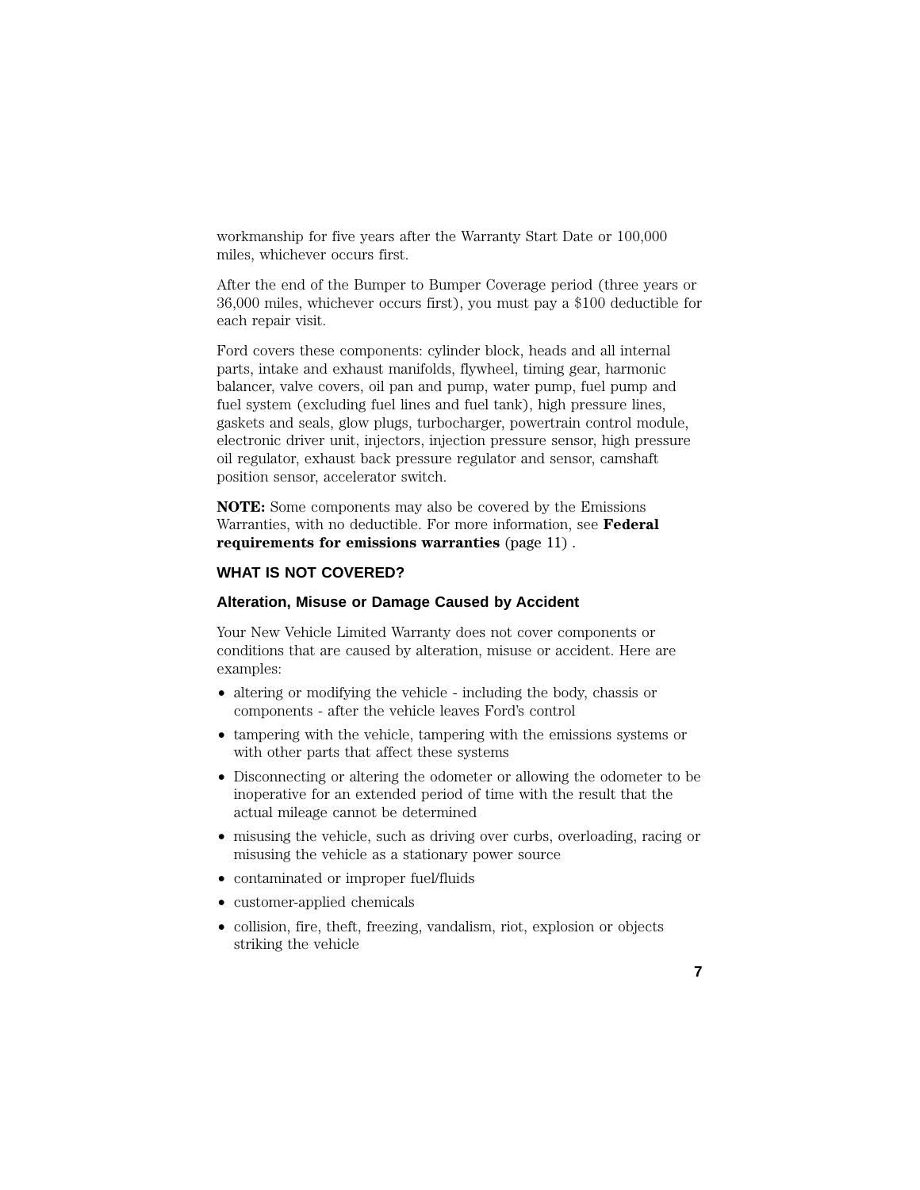workmanship for five years after the Warranty Start Date or 100,000 miles, whichever occurs first.

After the end of the Bumper to Bumper Coverage period (three years or 36,000 miles, whichever occurs first), you must pay a $100 deductible for each repair visit.

Ford covers these components: cylinder block, heads and all internal parts, intake and exhaust manifolds, flywheel, timing gear, harmonic balancer, valve covers, oil pan and pump, water pump, fuel pump and fuel system (excluding fuel lines and fuel tank), high pressure lines, gaskets and seals, glow plugs, turbocharger, powertrain control module, electronic driver unit, injectors, injection pressure sensor, high pressure oil regulator, exhaust back pressure regulator and sensor, camshaft position sensor, accelerator switch.

**NOTE:** Some components may also be covered by the Emissions Warranties, with no deductible. For more information, see **Federal requirements for emissions warranties** (page 11) .

## WHAT IS NOT COVERED?

### Alteration, Misuse or Damage Caused by Accident

Your New Vehicle Limited Warranty does not cover components or conditions that are caused by alteration, misuse or accident. Here are examples:

- altering or modifying the vehicle - including the body, chassis or components - after the vehicle leaves Ford's control
- tampering with the vehicle, tampering with the emissions systems or with other parts that affect these systems
- Disconnecting or altering the odometer or allowing the odometer to be inoperative for an extended period of time with the result that the actual mileage cannot be determined
- misusing the vehicle, such as driving over curbs, overloading, racing or misusing the vehicle as a stationary power source
- contaminated or improper fuel/fluids
- customer-applied chemicals
- collision, fire, theft, freezing, vandalism, riot, explosion or objects striking the vehicle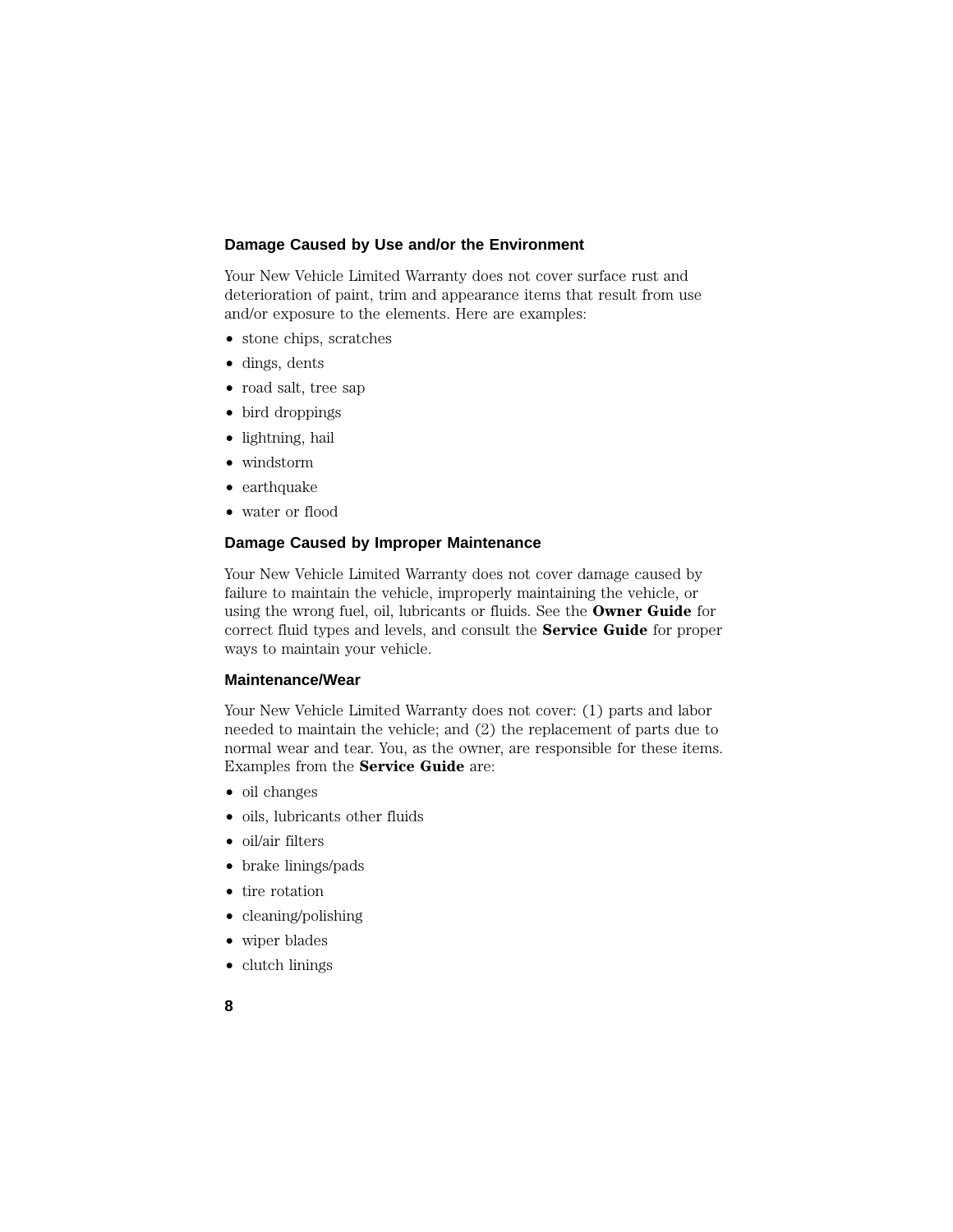### Damage Caused by Use and/or the Environment

Your New Vehicle Limited Warranty does not cover surface rust and deterioration of paint, trim and appearance items that result from use and/or exposure to the elements. Here are examples:

- stone chips, scratches
- dings, dents
- road salt, tree sap
- bird droppings
- lightning, hail
- windstorm
- earthquake
- water or flood

### Damage Caused by Improper Maintenance

Your New Vehicle Limited Warranty does not cover damage caused by failure to maintain the vehicle, improperly maintaining the vehicle, or using the wrong fuel, oil, lubricants or fluids. See the **Owner Guide** for correct fluid types and levels, and consult the **Service Guide** for proper ways to maintain your vehicle.

### Maintenance/Wear

Your New Vehicle Limited Warranty does not cover: (1) parts and labor needed to maintain the vehicle; and (2) the replacement of parts due to normal wear and tear. You, as the owner, are responsible for these items. Examples from the **Service Guide** are:

- oil changes
- oils, lubricants other fluids
- oil/air filters
- brake linings/pads
- tire rotation
- cleaning/polishing
- wiper blades
- clutch linings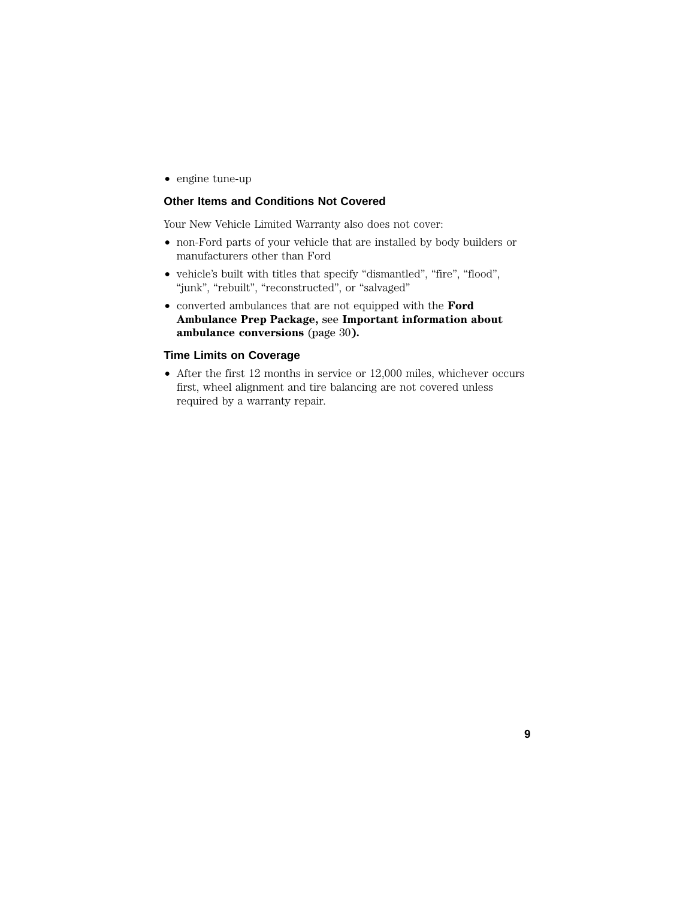- engine tune-up

### Other Items and Conditions Not Covered

Your New Vehicle Limited Warranty also does not cover:

- non-Ford parts of your vehicle that are installed by body builders or manufacturers other than Ford
- vehicle's built with titles that specify "dismantled", "fire", "flood", "junk", "rebuilt", "reconstructed", or "salvaged"
- converted ambulances that are not equipped with the **Ford Ambulance Prep Package,** see **Important information about ambulance conversions** (page 30**).**

### Time Limits on Coverage

- After the first 12 months in service or 12,000 miles, whichever occurs first, wheel alignment and tire balancing are not covered unless required by a warranty repair.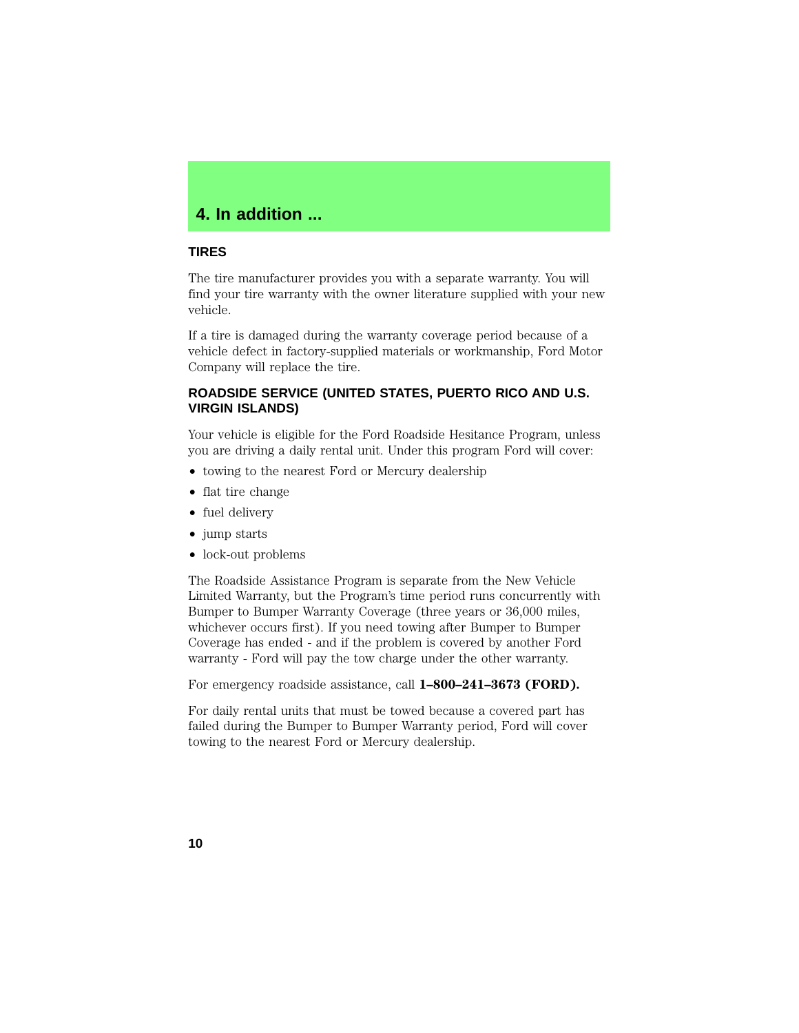# 4. In addition ...

## TIRES

The tire manufacturer provides you with a separate warranty. You will find your tire warranty with the owner literature supplied with your new vehicle.

If a tire is damaged during the warranty coverage period because of a vehicle defect in factory-supplied materials or workmanship, Ford Motor Company will replace the tire.

## ROADSIDE SERVICE (UNITED STATES, PUERTO RICO AND U.S. VIRGIN ISLANDS)

Your vehicle is eligible for the Ford Roadside Hesitance Program, unless you are driving a daily rental unit. Under this program Ford will cover:

- towing to the nearest Ford or Mercury dealership
- flat tire change
- fuel delivery
- jump starts
- lock-out problems

The Roadside Assistance Program is separate from the New Vehicle Limited Warranty, but the Program's time period runs concurrently with Bumper to Bumper Warranty Coverage (three years or 36,000 miles, whichever occurs first). If you need towing after Bumper to Bumper Coverage has ended - and if the problem is covered by another Ford warranty - Ford will pay the tow charge under the other warranty.

For emergency roadside assistance, call **1–800–241–3673 (FORD).**

For daily rental units that must be towed because a covered part has failed during the Bumper to Bumper Warranty period, Ford will cover towing to the nearest Ford or Mercury dealership.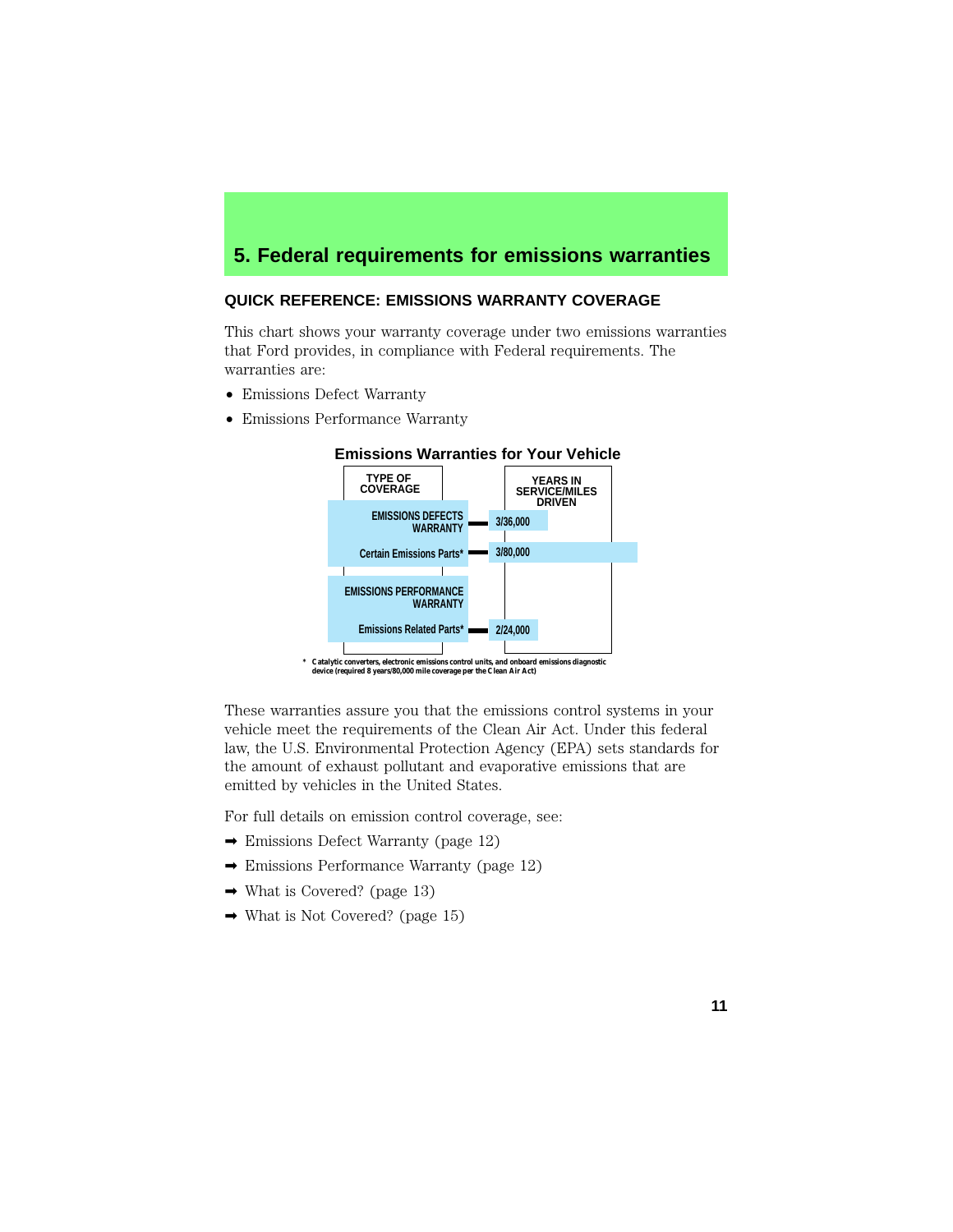## 5. Federal requirements for emissions warranties

### QUICK REFERENCE: EMISSIONS WARRANTY COVERAGE

This chart shows your warranty coverage under two emissions warranties that Ford provides, in compliance with Federal requirements. The warranties are:

- Emissions Defect Warranty
- Emissions Performance Warranty

**Emissions Warranties for Your Vehicle**

| TYPE OF COVERAGE | YEARS IN SERVICE/MILES DRIVEN |
|---|---|
| EMISSIONS DEFECTS WARRANTY | 3/36,000 |
| Certain Emissions Parts* | 3/80,000 |
| EMISSIONS PERFORMANCE WARRANTY | |
| Emissions Related Parts* | 2/24,000 |

\* Catalytic converters, electronic emissions control units, and onboard emissions diagnostic device (required 8 years/80,000 mile coverage per the Clean Air Act)

These warranties assure you that the emissions control systems in your vehicle meet the requirements of the Clean Air Act. Under this federal law, the U.S. Environmental Protection Agency (EPA) sets standards for the amount of exhaust pollutant and evaporative emissions that are emitted by vehicles in the United States.

For full details on emission control coverage, see:

➡ Emissions Defect Warranty (page 12)

➡ Emissions Performance Warranty (page 12)

➡ What is Covered? (page 13)

➡ What is Not Covered? (page 15)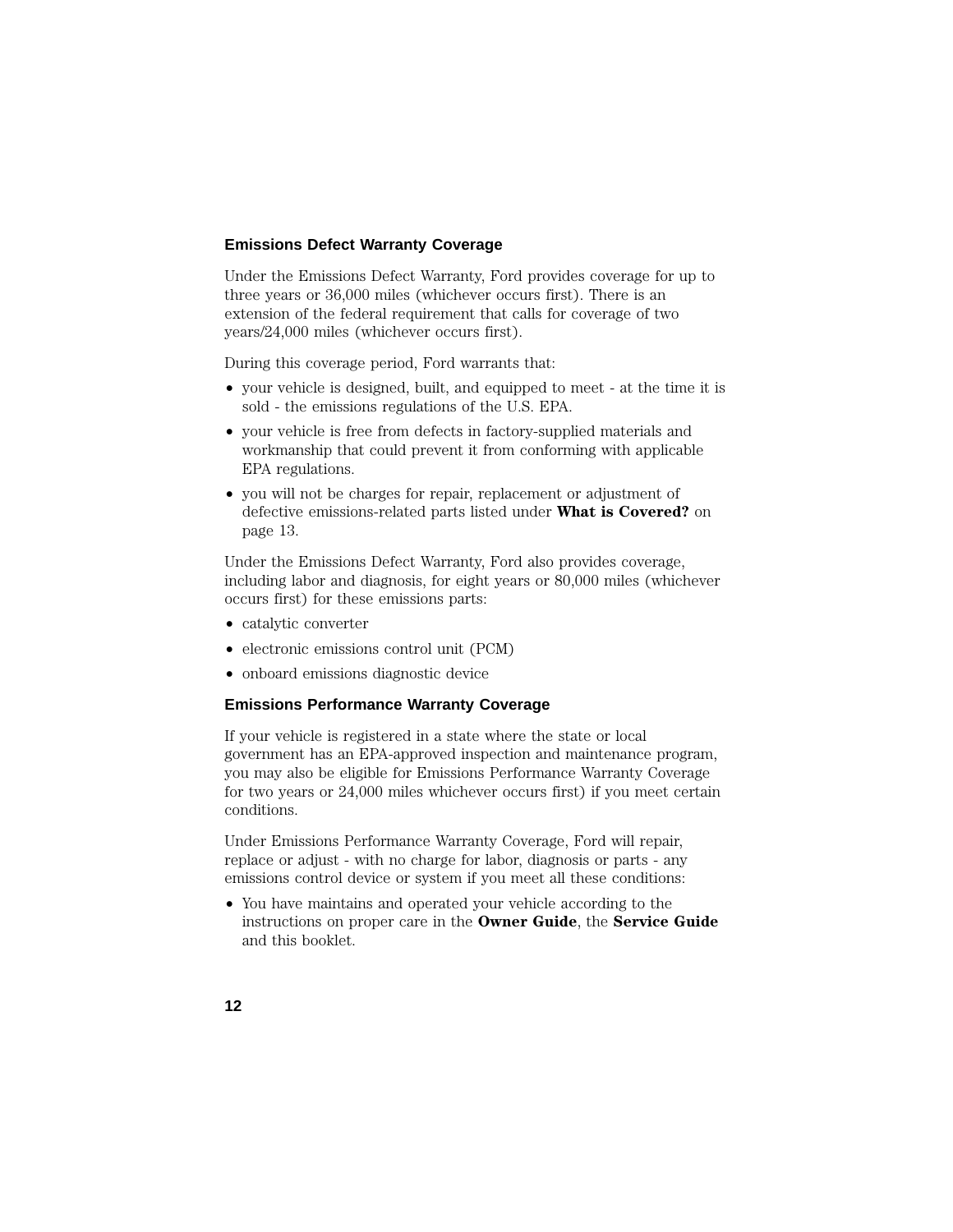### Emissions Defect Warranty Coverage

Under the Emissions Defect Warranty, Ford provides coverage for up to three years or 36,000 miles (whichever occurs first). There is an extension of the federal requirement that calls for coverage of two years/24,000 miles (whichever occurs first).

During this coverage period, Ford warrants that:

- your vehicle is designed, built, and equipped to meet - at the time it is sold - the emissions regulations of the U.S. EPA.
- your vehicle is free from defects in factory-supplied materials and workmanship that could prevent it from conforming with applicable EPA regulations.
- you will not be charges for repair, replacement or adjustment of defective emissions-related parts listed under **What is Covered?** on page 13.

Under the Emissions Defect Warranty, Ford also provides coverage, including labor and diagnosis, for eight years or 80,000 miles (whichever occurs first) for these emissions parts:

- catalytic converter
- electronic emissions control unit (PCM)
- onboard emissions diagnostic device

### Emissions Performance Warranty Coverage

If your vehicle is registered in a state where the state or local government has an EPA-approved inspection and maintenance program, you may also be eligible for Emissions Performance Warranty Coverage for two years or 24,000 miles whichever occurs first) if you meet certain conditions.

Under Emissions Performance Warranty Coverage, Ford will repair, replace or adjust - with no charge for labor, diagnosis or parts - any emissions control device or system if you meet all these conditions:

- You have maintains and operated your vehicle according to the instructions on proper care in the **Owner Guide**, the **Service Guide** and this booklet.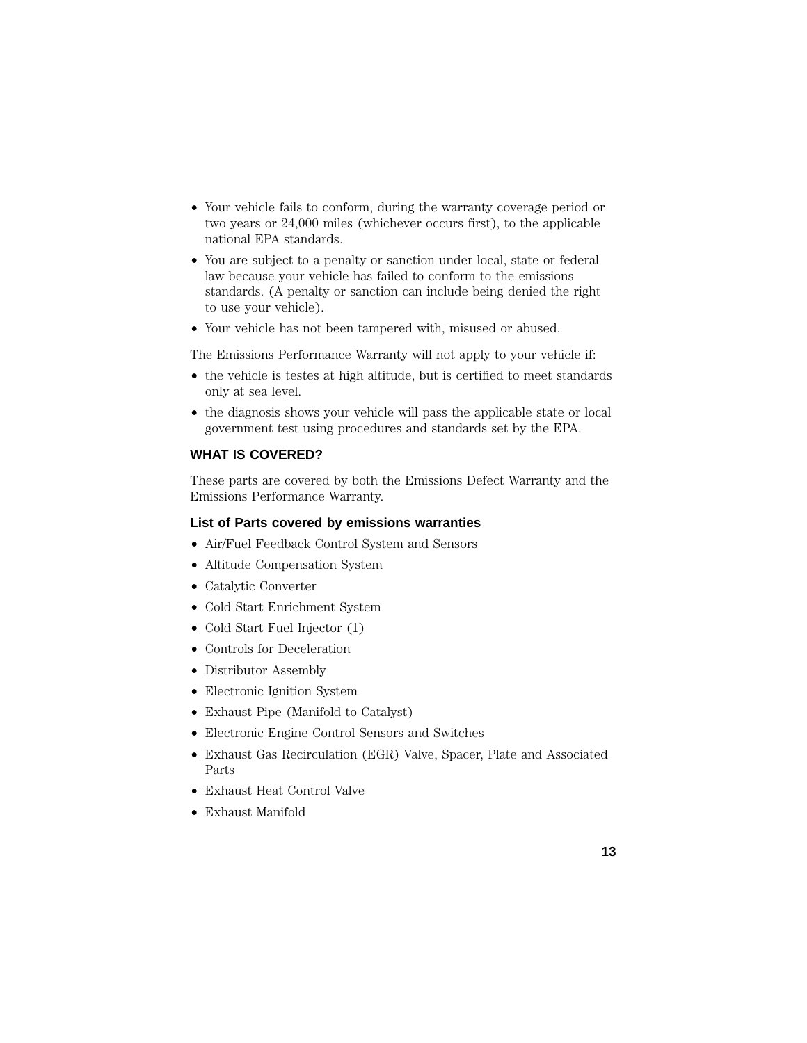- Your vehicle fails to conform, during the warranty coverage period or two years or 24,000 miles (whichever occurs first), to the applicable national EPA standards.
- You are subject to a penalty or sanction under local, state or federal law because your vehicle has failed to conform to the emissions standards. (A penalty or sanction can include being denied the right to use your vehicle).
- Your vehicle has not been tampered with, misused or abused.

The Emissions Performance Warranty will not apply to your vehicle if:

- the vehicle is testes at high altitude, but is certified to meet standards only at sea level.
- the diagnosis shows your vehicle will pass the applicable state or local government test using procedures and standards set by the EPA.

## WHAT IS COVERED?

These parts are covered by both the Emissions Defect Warranty and the Emissions Performance Warranty.

### List of Parts covered by emissions warranties

- Air/Fuel Feedback Control System and Sensors
- Altitude Compensation System
- Catalytic Converter
- Cold Start Enrichment System
- Cold Start Fuel Injector (1)
- Controls for Deceleration
- Distributor Assembly
- Electronic Ignition System
- Exhaust Pipe (Manifold to Catalyst)
- Electronic Engine Control Sensors and Switches
- Exhaust Gas Recirculation (EGR) Valve, Spacer, Plate and Associated Parts
- Exhaust Heat Control Valve
- Exhaust Manifold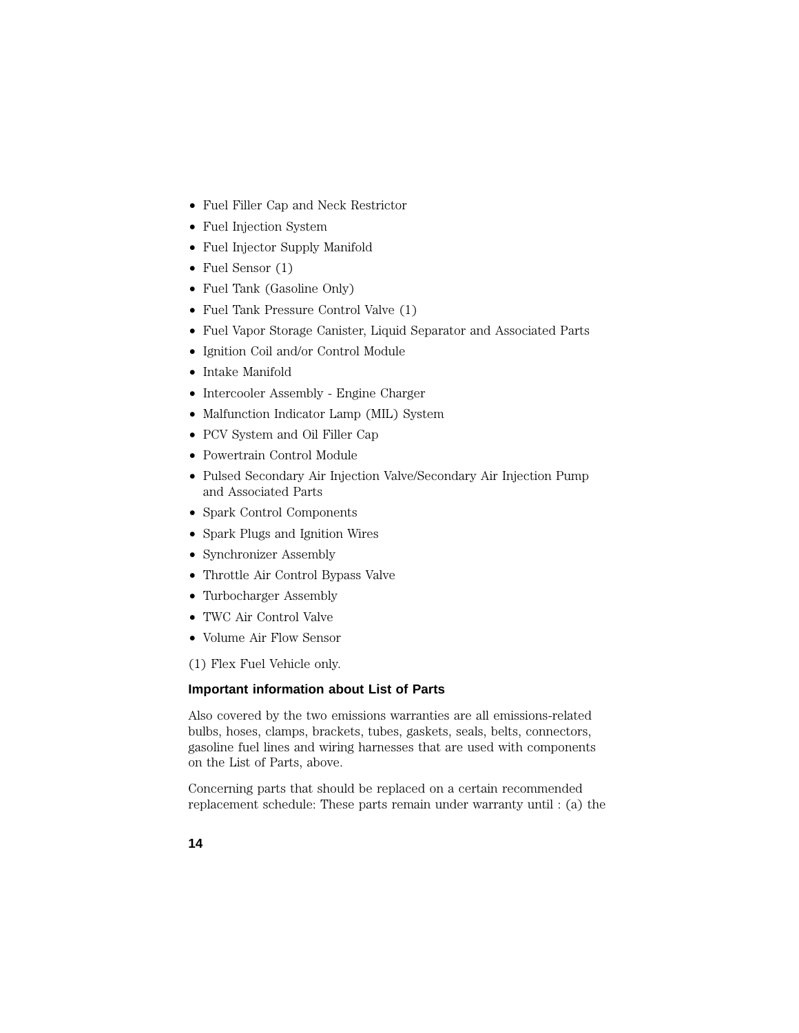- Fuel Filler Cap and Neck Restrictor
- Fuel Injection System
- Fuel Injector Supply Manifold
- Fuel Sensor (1)
- Fuel Tank (Gasoline Only)
- Fuel Tank Pressure Control Valve (1)
- Fuel Vapor Storage Canister, Liquid Separator and Associated Parts
- Ignition Coil and/or Control Module
- Intake Manifold
- Intercooler Assembly - Engine Charger
- Malfunction Indicator Lamp (MIL) System
- PCV System and Oil Filler Cap
- Powertrain Control Module
- Pulsed Secondary Air Injection Valve/Secondary Air Injection Pump and Associated Parts
- Spark Control Components
- Spark Plugs and Ignition Wires
- Synchronizer Assembly
- Throttle Air Control Bypass Valve
- Turbocharger Assembly
- TWC Air Control Valve
- Volume Air Flow Sensor

(1) Flex Fuel Vehicle only.

### Important information about List of Parts

Also covered by the two emissions warranties are all emissions-related bulbs, hoses, clamps, brackets, tubes, gaskets, seals, belts, connectors, gasoline fuel lines and wiring harnesses that are used with components on the List of Parts, above.

Concerning parts that should be replaced on a certain recommended replacement schedule: These parts remain under warranty until : (a) the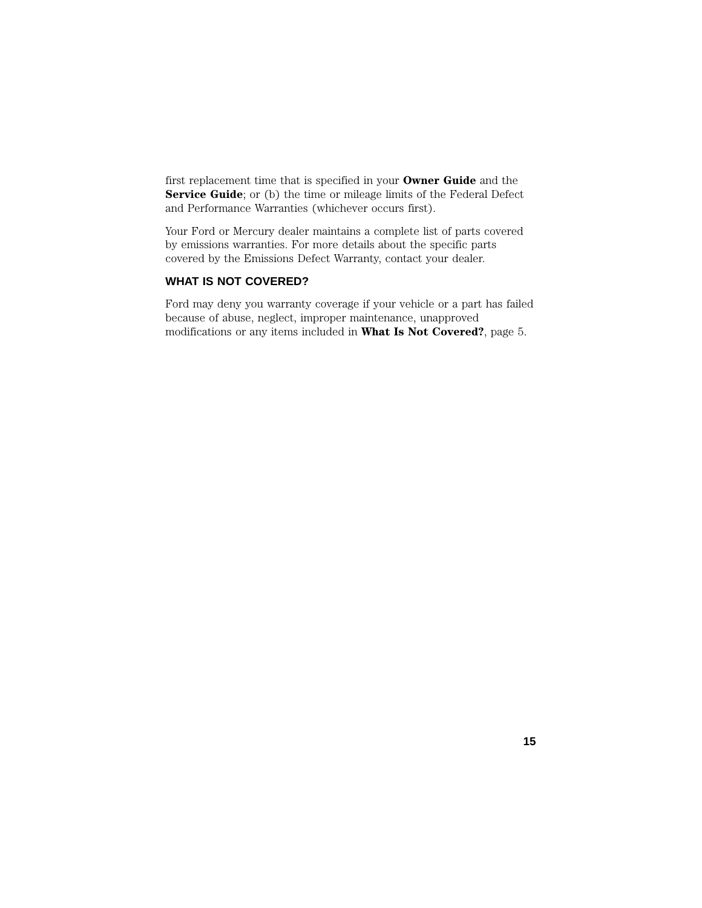first replacement time that is specified in your **Owner Guide** and the **Service Guide**; or (b) the time or mileage limits of the Federal Defect and Performance Warranties (whichever occurs first).

Your Ford or Mercury dealer maintains a complete list of parts covered by emissions warranties. For more details about the specific parts covered by the Emissions Defect Warranty, contact your dealer.

## WHAT IS NOT COVERED?

Ford may deny you warranty coverage if your vehicle or a part has failed because of abuse, neglect, improper maintenance, unapproved modifications or any items included in **What Is Not Covered?**, page 5.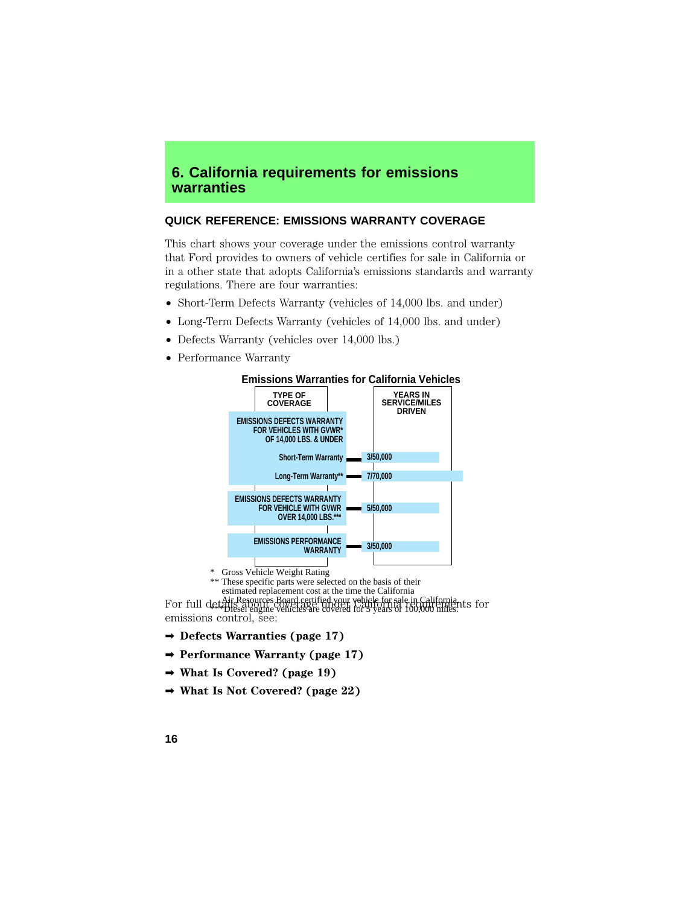# 6. California requirements for emissions warranties

## QUICK REFERENCE: EMISSIONS WARRANTY COVERAGE

This chart shows your coverage under the emissions control warranty that Ford provides to owners of vehicle certifies for sale in California or in a other state that adopts California's emissions standards and warranty regulations. There are four warranties:

- Short-Term Defects Warranty (vehicles of 14,000 lbs. and under)
- Long-Term Defects Warranty (vehicles of 14,000 lbs. and under)
- Defects Warranty (vehicles over 14,000 lbs.)
- Performance Warranty

**Emissions Warranties for California Vehicles**

| TYPE OF COVERAGE | YEARS IN SERVICE/MILES DRIVEN |
|---|---|
| EMISSIONS DEFECTS WARRANTY FOR VEHICLES WITH GVWR* OF 14,000 LBS. & UNDER | |
| Short-Term Warranty | 3/50,000 |
| Long-Term Warranty** | 7/70,000 |
| EMISSIONS DEFECTS WARRANTY FOR VEHICLE WITH GVWR OVER 14,000 LBS.*** | 5/50,000 |
| EMISSIONS PERFORMANCE WARRANTY | 3/50,000 |

\* Gross Vehicle Weight Rating

** These specific parts were selected on the basis of their estimated replacement cost at the time the California Air Resources Board certified your vehicle for sale in California.

*** Diesel engine vehicles are covered for 5 years or 100,000 miles.

For full details about coverage under California requirements for emissions control, see:

➡ **Defects Warranties (page 17)**

➡ **Performance Warranty (page 17)**

➡ **What Is Covered? (page 19)**

➡ **What Is Not Covered? (page 22)**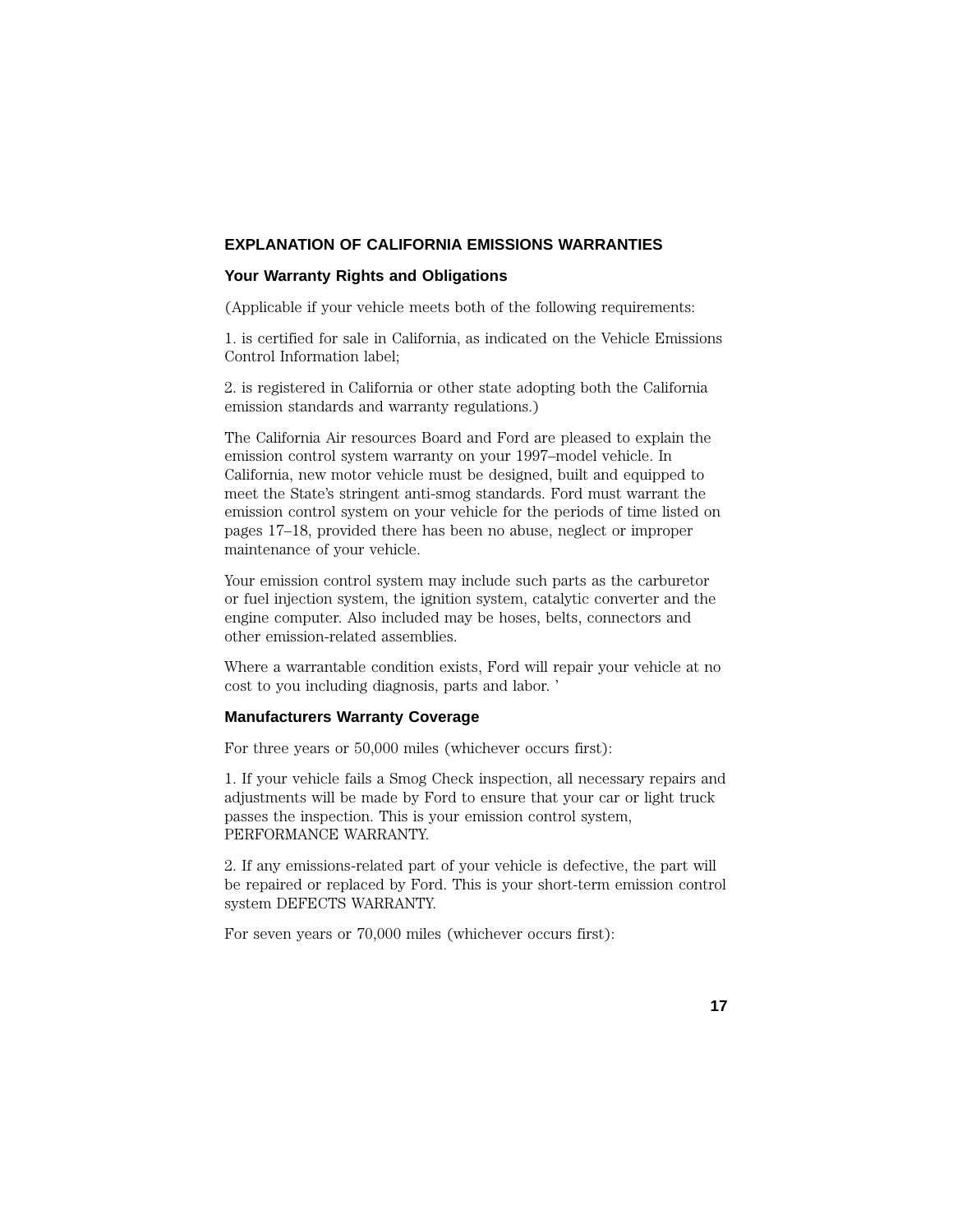## EXPLANATION OF CALIFORNIA EMISSIONS WARRANTIES

### Your Warranty Rights and Obligations

(Applicable if your vehicle meets both of the following requirements:

1. is certified for sale in California, as indicated on the Vehicle Emissions Control Information label;

2. is registered in California or other state adopting both the California emission standards and warranty regulations.)

The California Air resources Board and Ford are pleased to explain the emission control system warranty on your 1997–model vehicle. In California, new motor vehicle must be designed, built and equipped to meet the State's stringent anti-smog standards. Ford must warrant the emission control system on your vehicle for the periods of time listed on pages 17–18, provided there has been no abuse, neglect or improper maintenance of your vehicle.

Your emission control system may include such parts as the carburetor or fuel injection system, the ignition system, catalytic converter and the engine computer. Also included may be hoses, belts, connectors and other emission-related assemblies.

Where a warrantable condition exists, Ford will repair your vehicle at no cost to you including diagnosis, parts and labor. '

### Manufacturers Warranty Coverage

For three years or 50,000 miles (whichever occurs first):

1. If your vehicle fails a Smog Check inspection, all necessary repairs and adjustments will be made by Ford to ensure that your car or light truck passes the inspection. This is your emission control system, PERFORMANCE WARRANTY.

2. If any emissions-related part of your vehicle is defective, the part will be repaired or replaced by Ford. This is your short-term emission control system DEFECTS WARRANTY.

For seven years or 70,000 miles (whichever occurs first):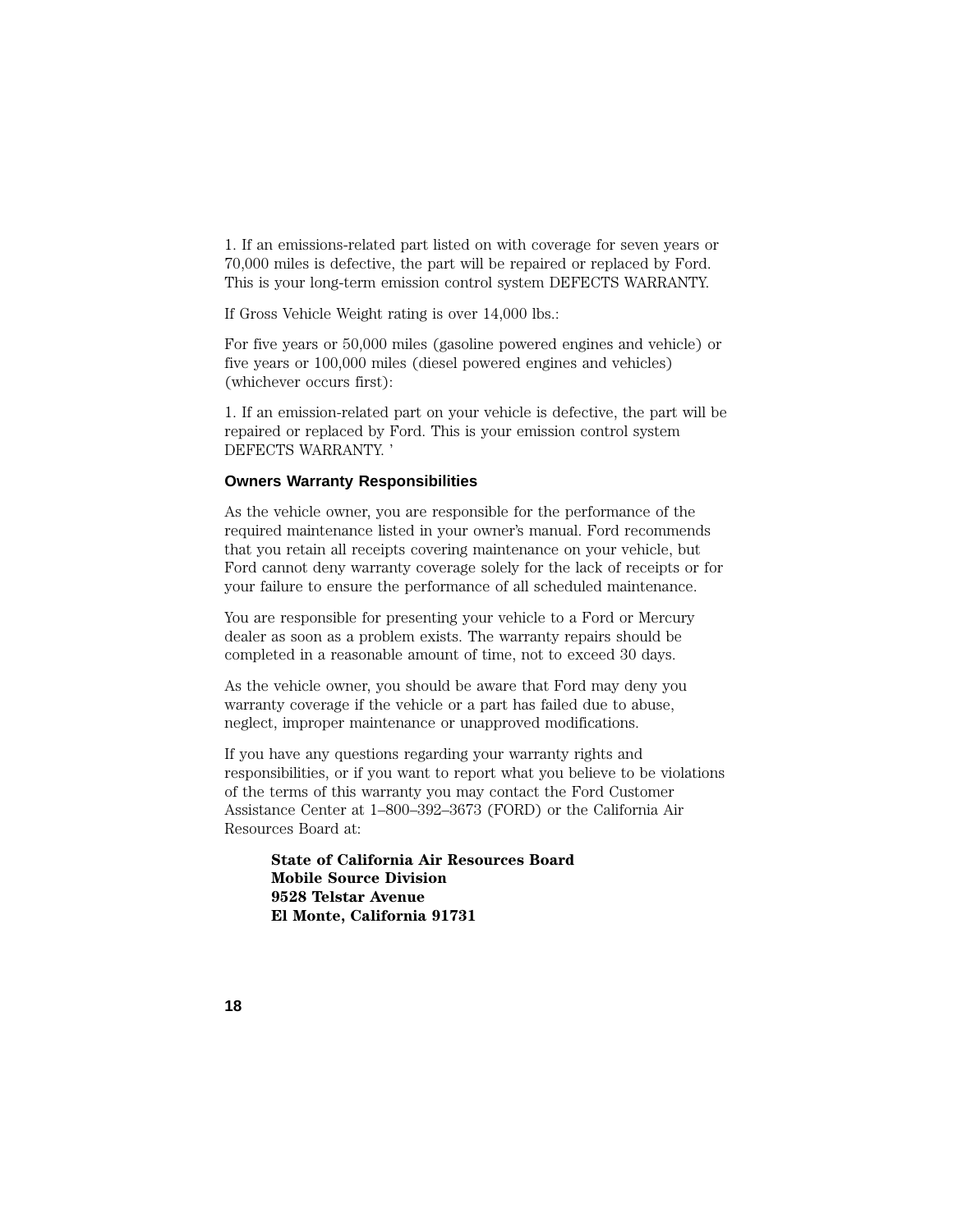1. If an emissions-related part listed on with coverage for seven years or 70,000 miles is defective, the part will be repaired or replaced by Ford. This is your long-term emission control system DEFECTS WARRANTY.

If Gross Vehicle Weight rating is over 14,000 lbs.:

For five years or 50,000 miles (gasoline powered engines and vehicle) or five years or 100,000 miles (diesel powered engines and vehicles) (whichever occurs first):

1. If an emission-related part on your vehicle is defective, the part will be repaired or replaced by Ford. This is your emission control system DEFECTS WARRANTY. '

### Owners Warranty Responsibilities

As the vehicle owner, you are responsible for the performance of the required maintenance listed in your owner's manual. Ford recommends that you retain all receipts covering maintenance on your vehicle, but Ford cannot deny warranty coverage solely for the lack of receipts or for your failure to ensure the performance of all scheduled maintenance.

You are responsible for presenting your vehicle to a Ford or Mercury dealer as soon as a problem exists. The warranty repairs should be completed in a reasonable amount of time, not to exceed 30 days.

As the vehicle owner, you should be aware that Ford may deny you warranty coverage if the vehicle or a part has failed due to abuse, neglect, improper maintenance or unapproved modifications.

If you have any questions regarding your warranty rights and responsibilities, or if you want to report what you believe to be violations of the terms of this warranty you may contact the Ford Customer Assistance Center at 1–800–392–3673 (FORD) or the California Air Resources Board at:

**State of California Air Resources Board**
**Mobile Source Division**
**9528 Telstar Avenue**
**El Monte, California 91731**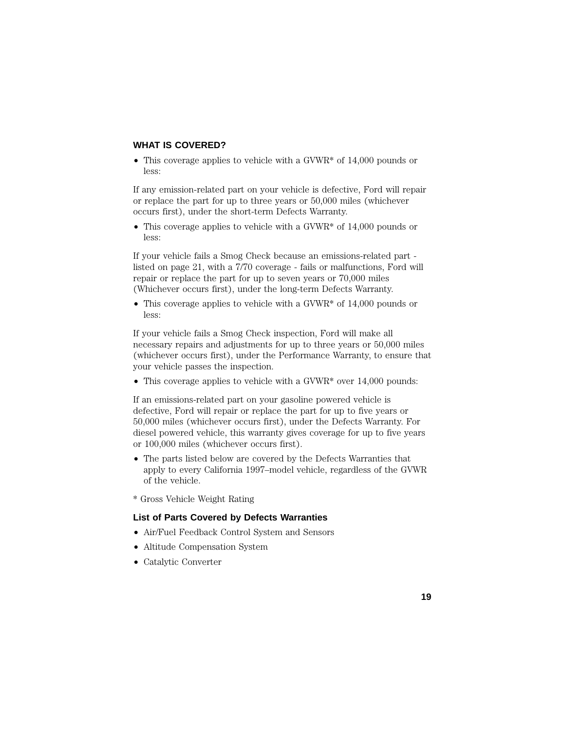### WHAT IS COVERED?

- This coverage applies to vehicle with a GVWR* of 14,000 pounds or less:

If any emission-related part on your vehicle is defective, Ford will repair or replace the part for up to three years or 50,000 miles (whichever occurs first), under the short-term Defects Warranty.

- This coverage applies to vehicle with a GVWR* of 14,000 pounds or less:

If your vehicle fails a Smog Check because an emissions-related part - listed on page 21, with a 7/70 coverage - fails or malfunctions, Ford will repair or replace the part for up to seven years or 70,000 miles (Whichever occurs first), under the long-term Defects Warranty.

- This coverage applies to vehicle with a GVWR* of 14,000 pounds or less:

If your vehicle fails a Smog Check inspection, Ford will make all necessary repairs and adjustments for up to three years or 50,000 miles (whichever occurs first), under the Performance Warranty, to ensure that your vehicle passes the inspection.

- This coverage applies to vehicle with a GVWR* over 14,000 pounds:

If an emissions-related part on your gasoline powered vehicle is defective, Ford will repair or replace the part for up to five years or 50,000 miles (whichever occurs first), under the Defects Warranty. For diesel powered vehicle, this warranty gives coverage for up to five years or 100,000 miles (whichever occurs first).

- The parts listed below are covered by the Defects Warranties that apply to every California 1997–model vehicle, regardless of the GVWR of the vehicle.

* Gross Vehicle Weight Rating

#### List of Parts Covered by Defects Warranties

- Air/Fuel Feedback Control System and Sensors
- Altitude Compensation System
- Catalytic Converter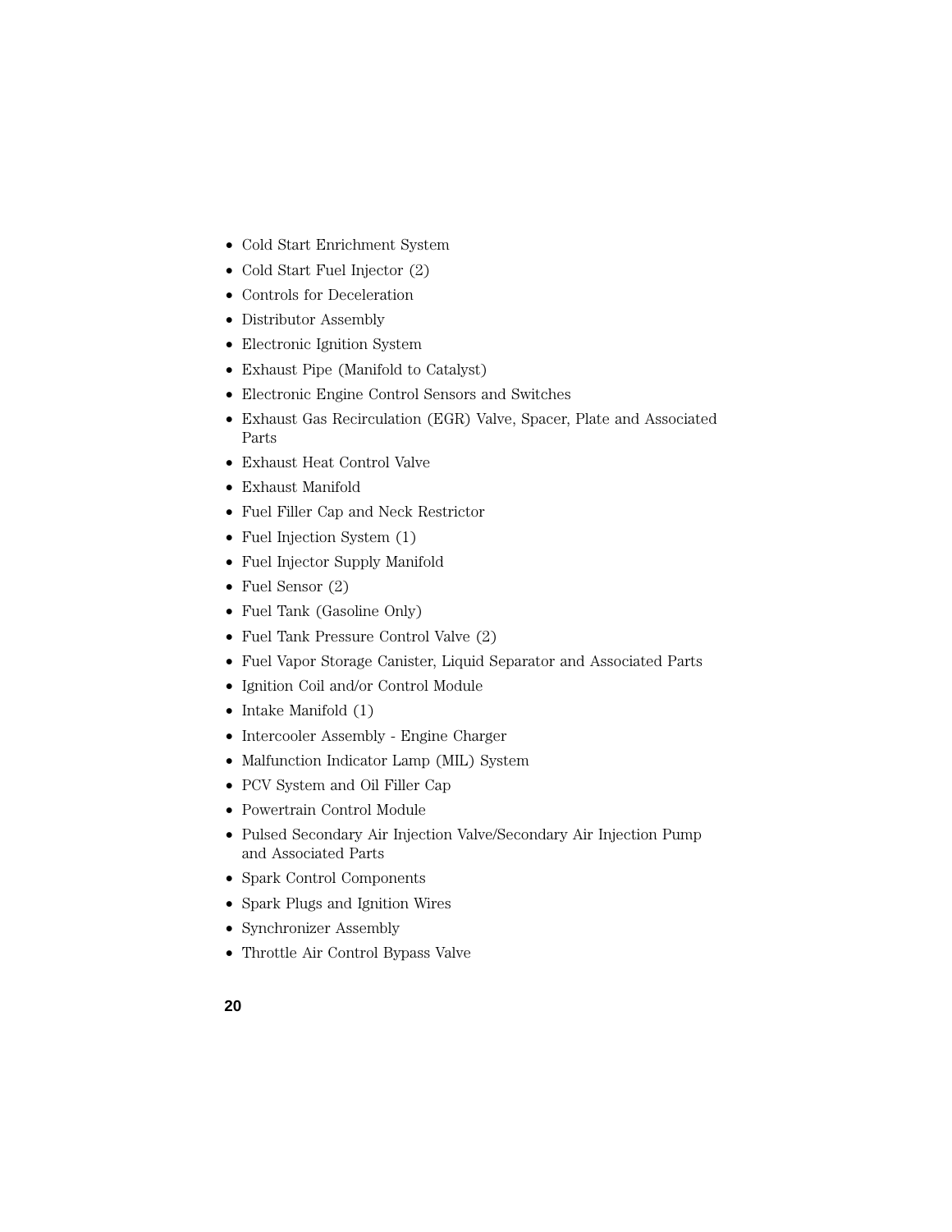- Cold Start Enrichment System
- Cold Start Fuel Injector (2)
- Controls for Deceleration
- Distributor Assembly
- Electronic Ignition System
- Exhaust Pipe (Manifold to Catalyst)
- Electronic Engine Control Sensors and Switches
- Exhaust Gas Recirculation (EGR) Valve, Spacer, Plate and Associated Parts
- Exhaust Heat Control Valve
- Exhaust Manifold
- Fuel Filler Cap and Neck Restrictor
- Fuel Injection System (1)
- Fuel Injector Supply Manifold
- Fuel Sensor (2)
- Fuel Tank (Gasoline Only)
- Fuel Tank Pressure Control Valve (2)
- Fuel Vapor Storage Canister, Liquid Separator and Associated Parts
- Ignition Coil and/or Control Module
- Intake Manifold (1)
- Intercooler Assembly - Engine Charger
- Malfunction Indicator Lamp (MIL) System
- PCV System and Oil Filler Cap
- Powertrain Control Module
- Pulsed Secondary Air Injection Valve/Secondary Air Injection Pump and Associated Parts
- Spark Control Components
- Spark Plugs and Ignition Wires
- Synchronizer Assembly
- Throttle Air Control Bypass Valve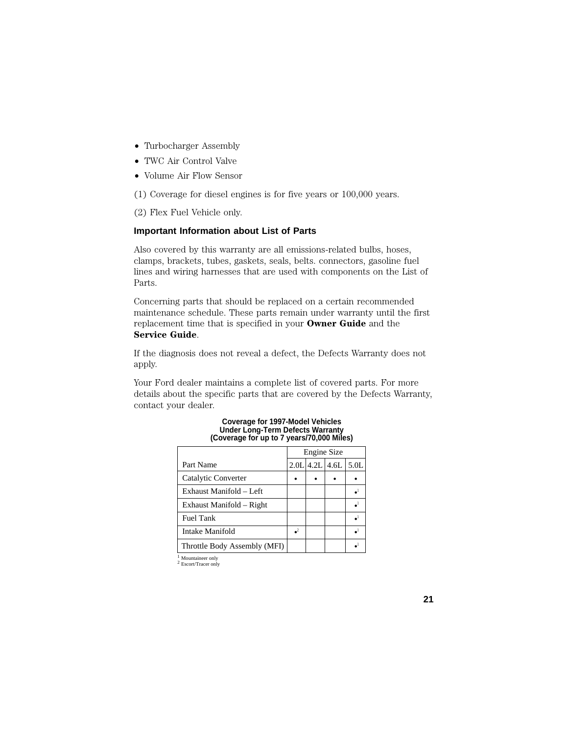- Turbocharger Assembly
- TWC Air Control Valve
- Volume Air Flow Sensor

(1) Coverage for diesel engines is for five years or 100,000 years.

(2) Flex Fuel Vehicle only.

### Important Information about List of Parts

Also covered by this warranty are all emissions-related bulbs, hoses, clamps, brackets, tubes, gaskets, seals, belts. connectors, gasoline fuel lines and wiring harnesses that are used with components on the List of Parts.

Concerning parts that should be replaced on a certain recommended maintenance schedule. These parts remain under warranty until the first replacement time that is specified in your **Owner Guide** and the **Service Guide**.

If the diagnosis does not reveal a defect, the Defects Warranty does not apply.

Your Ford dealer maintains a complete list of covered parts. For more details about the specific parts that are covered by the Defects Warranty, contact your dealer.

**Coverage for 1997-Model Vehicles Under Long-Term Defects Warranty (Coverage for up to 7 years/70,000 Miles)**

| | Engine Size | | | |
|---|---|---|---|---|
| Part Name | 2.0L | 4.2L | 4.6L | 5.0L |
| Catalytic Converter | • | • | • | • |
| Exhaust Manifold – Left | | | | •[1] |
| Exhaust Manifold – Right | | | | •[1] |
| Fuel Tank | | | | •[1] |
| Intake Manifold | •[2] | | | •[1] |
| Throttle Body Assembly (MFI) | | | | •[1] |

[1] Mountaineer only
[2] Escort/Tracer only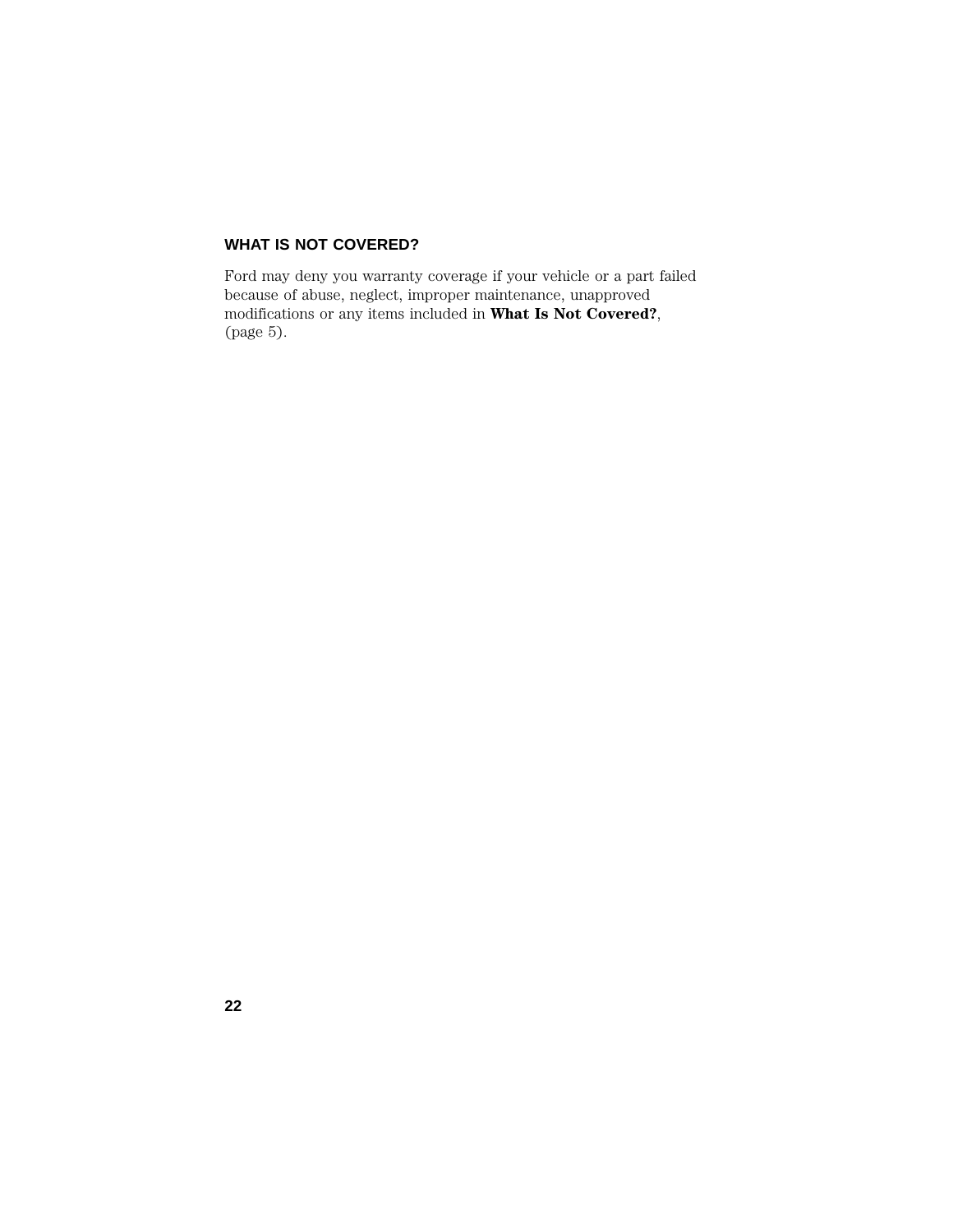## WHAT IS NOT COVERED?

Ford may deny you warranty coverage if your vehicle or a part failed because of abuse, neglect, improper maintenance, unapproved modifications or any items included in **What Is Not Covered?**, (page 5).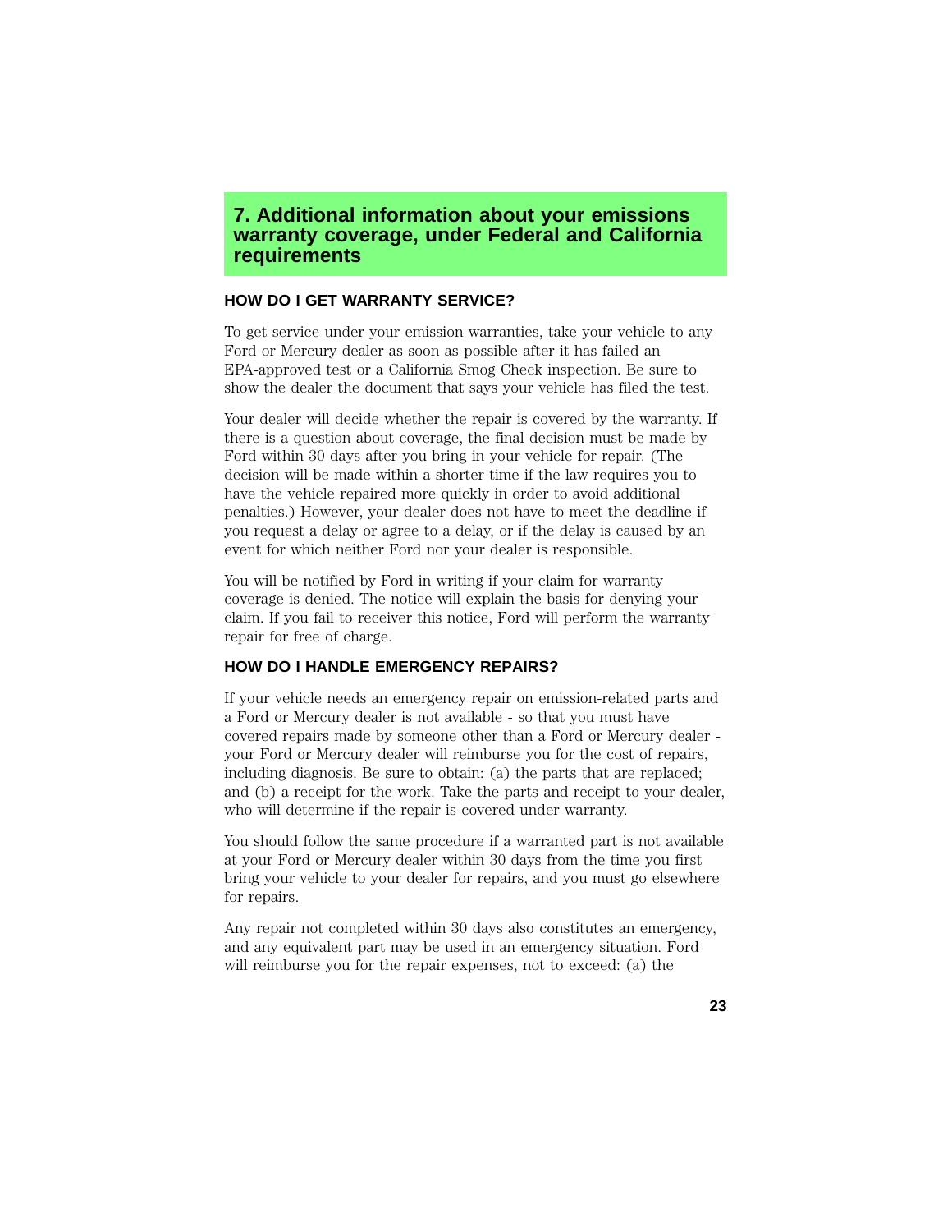## 7. Additional information about your emissions warranty coverage, under Federal and California requirements

### HOW DO I GET WARRANTY SERVICE?

To get service under your emission warranties, take your vehicle to any Ford or Mercury dealer as soon as possible after it has failed an EPA-approved test or a California Smog Check inspection. Be sure to show the dealer the document that says your vehicle has filed the test.

Your dealer will decide whether the repair is covered by the warranty. If there is a question about coverage, the final decision must be made by Ford within 30 days after you bring in your vehicle for repair. (The decision will be made within a shorter time if the law requires you to have the vehicle repaired more quickly in order to avoid additional penalties.) However, your dealer does not have to meet the deadline if you request a delay or agree to a delay, or if the delay is caused by an event for which neither Ford nor your dealer is responsible.

You will be notified by Ford in writing if your claim for warranty coverage is denied. The notice will explain the basis for denying your claim. If you fail to receiver this notice, Ford will perform the warranty repair for free of charge.

### HOW DO I HANDLE EMERGENCY REPAIRS?

If your vehicle needs an emergency repair on emission-related parts and a Ford or Mercury dealer is not available - so that you must have covered repairs made by someone other than a Ford or Mercury dealer - your Ford or Mercury dealer will reimburse you for the cost of repairs, including diagnosis. Be sure to obtain: (a) the parts that are replaced; and (b) a receipt for the work. Take the parts and receipt to your dealer, who will determine if the repair is covered under warranty.

You should follow the same procedure if a warranted part is not available at your Ford or Mercury dealer within 30 days from the time you first bring your vehicle to your dealer for repairs, and you must go elsewhere for repairs.

Any repair not completed within 30 days also constitutes an emergency, and any equivalent part may be used in an emergency situation. Ford will reimburse you for the repair expenses, not to exceed: (a) the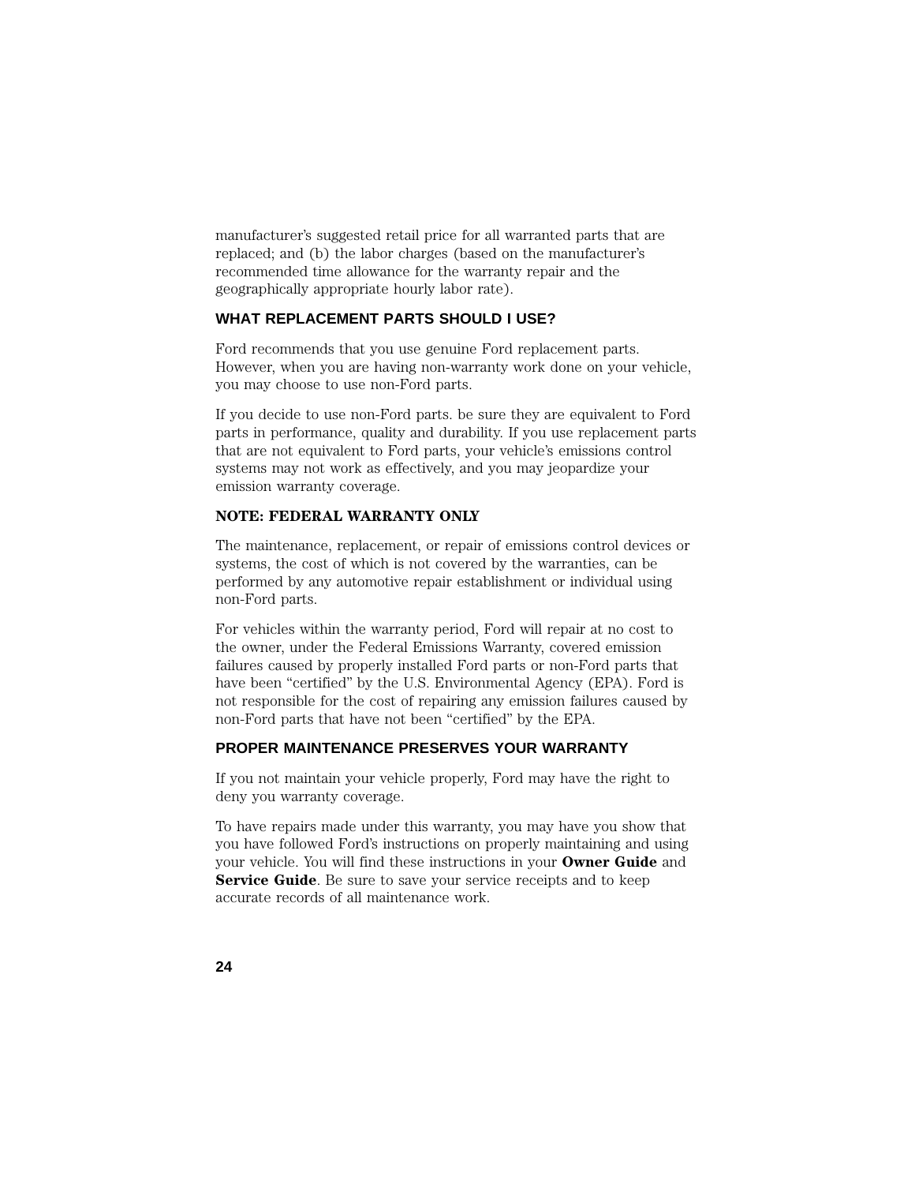manufacturer's suggested retail price for all warranted parts that are replaced; and (b) the labor charges (based on the manufacturer's recommended time allowance for the warranty repair and the geographically appropriate hourly labor rate).

## WHAT REPLACEMENT PARTS SHOULD I USE?

Ford recommends that you use genuine Ford replacement parts. However, when you are having non-warranty work done on your vehicle, you may choose to use non-Ford parts.

If you decide to use non-Ford parts. be sure they are equivalent to Ford parts in performance, quality and durability. If you use replacement parts that are not equivalent to Ford parts, your vehicle's emissions control systems may not work as effectively, and you may jeopardize your emission warranty coverage.

**NOTE: FEDERAL WARRANTY ONLY**

The maintenance, replacement, or repair of emissions control devices or systems, the cost of which is not covered by the warranties, can be performed by any automotive repair establishment or individual using non-Ford parts.

For vehicles within the warranty period, Ford will repair at no cost to the owner, under the Federal Emissions Warranty, covered emission failures caused by properly installed Ford parts or non-Ford parts that have been "certified" by the U.S. Environmental Agency (EPA). Ford is not responsible for the cost of repairing any emission failures caused by non-Ford parts that have not been "certified" by the EPA.

## PROPER MAINTENANCE PRESERVES YOUR WARRANTY

If you not maintain your vehicle properly, Ford may have the right to deny you warranty coverage.

To have repairs made under this warranty, you may have you show that you have followed Ford's instructions on properly maintaining and using your vehicle. You will find these instructions in your **Owner Guide** and **Service Guide**. Be sure to save your service receipts and to keep accurate records of all maintenance work.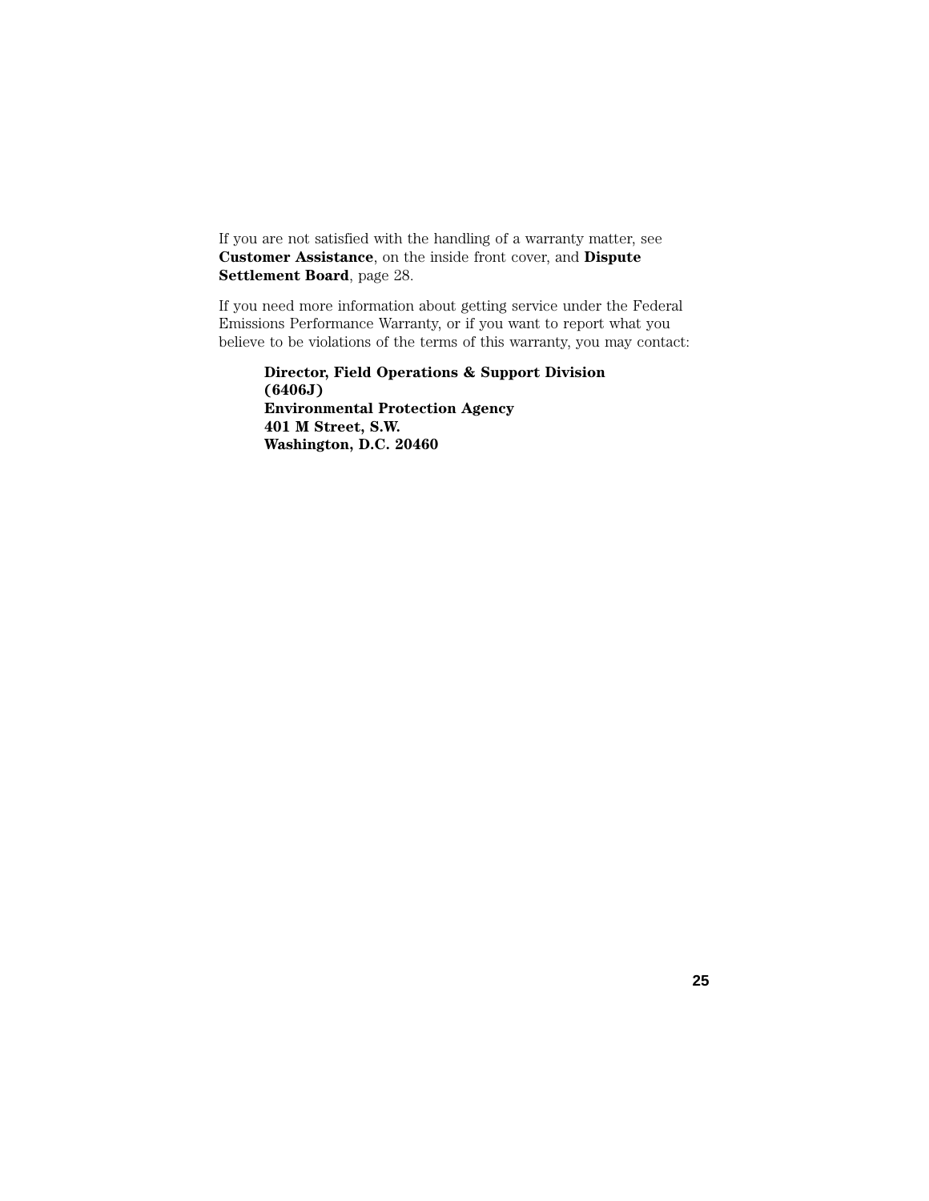If you are not satisfied with the handling of a warranty matter, see **Customer Assistance**, on the inside front cover, and **Dispute Settlement Board**, page 28.

If you need more information about getting service under the Federal Emissions Performance Warranty, or if you want to report what you believe to be violations of the terms of this warranty, you may contact:

> **Director, Field Operations & Support Division**
> **(6406J)**
> **Environmental Protection Agency**
> **401 M Street, S.W.**
> **Washington, D.C. 20460**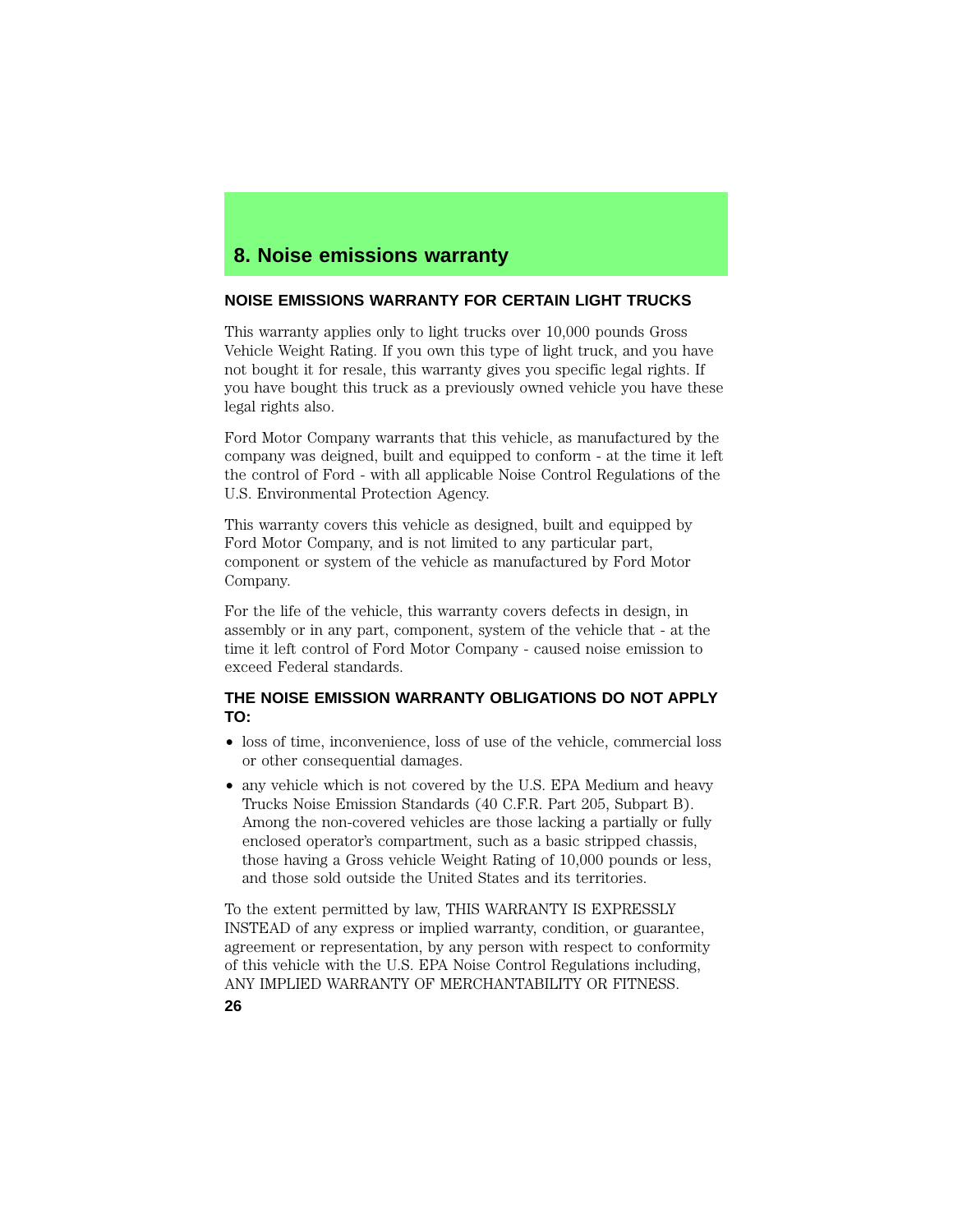# 8. Noise emissions warranty

## NOISE EMISSIONS WARRANTY FOR CERTAIN LIGHT TRUCKS

This warranty applies only to light trucks over 10,000 pounds Gross Vehicle Weight Rating. If you own this type of light truck, and you have not bought it for resale, this warranty gives you specific legal rights. If you have bought this truck as a previously owned vehicle you have these legal rights also.

Ford Motor Company warrants that this vehicle, as manufactured by the company was deigned, built and equipped to conform - at the time it left the control of Ford - with all applicable Noise Control Regulations of the U.S. Environmental Protection Agency.

This warranty covers this vehicle as designed, built and equipped by Ford Motor Company, and is not limited to any particular part, component or system of the vehicle as manufactured by Ford Motor Company.

For the life of the vehicle, this warranty covers defects in design, in assembly or in any part, component, system of the vehicle that - at the time it left control of Ford Motor Company - caused noise emission to exceed Federal standards.

## THE NOISE EMISSION WARRANTY OBLIGATIONS DO NOT APPLY TO:

- loss of time, inconvenience, loss of use of the vehicle, commercial loss or other consequential damages.
- any vehicle which is not covered by the U.S. EPA Medium and heavy Trucks Noise Emission Standards (40 C.F.R. Part 205, Subpart B). Among the non-covered vehicles are those lacking a partially or fully enclosed operator's compartment, such as a basic stripped chassis, those having a Gross vehicle Weight Rating of 10,000 pounds or less, and those sold outside the United States and its territories.

To the extent permitted by law, THIS WARRANTY IS EXPRESSLY INSTEAD of any express or implied warranty, condition, or guarantee, agreement or representation, by any person with respect to conformity of this vehicle with the U.S. EPA Noise Control Regulations including, ANY IMPLIED WARRANTY OF MERCHANTABILITY OR FITNESS.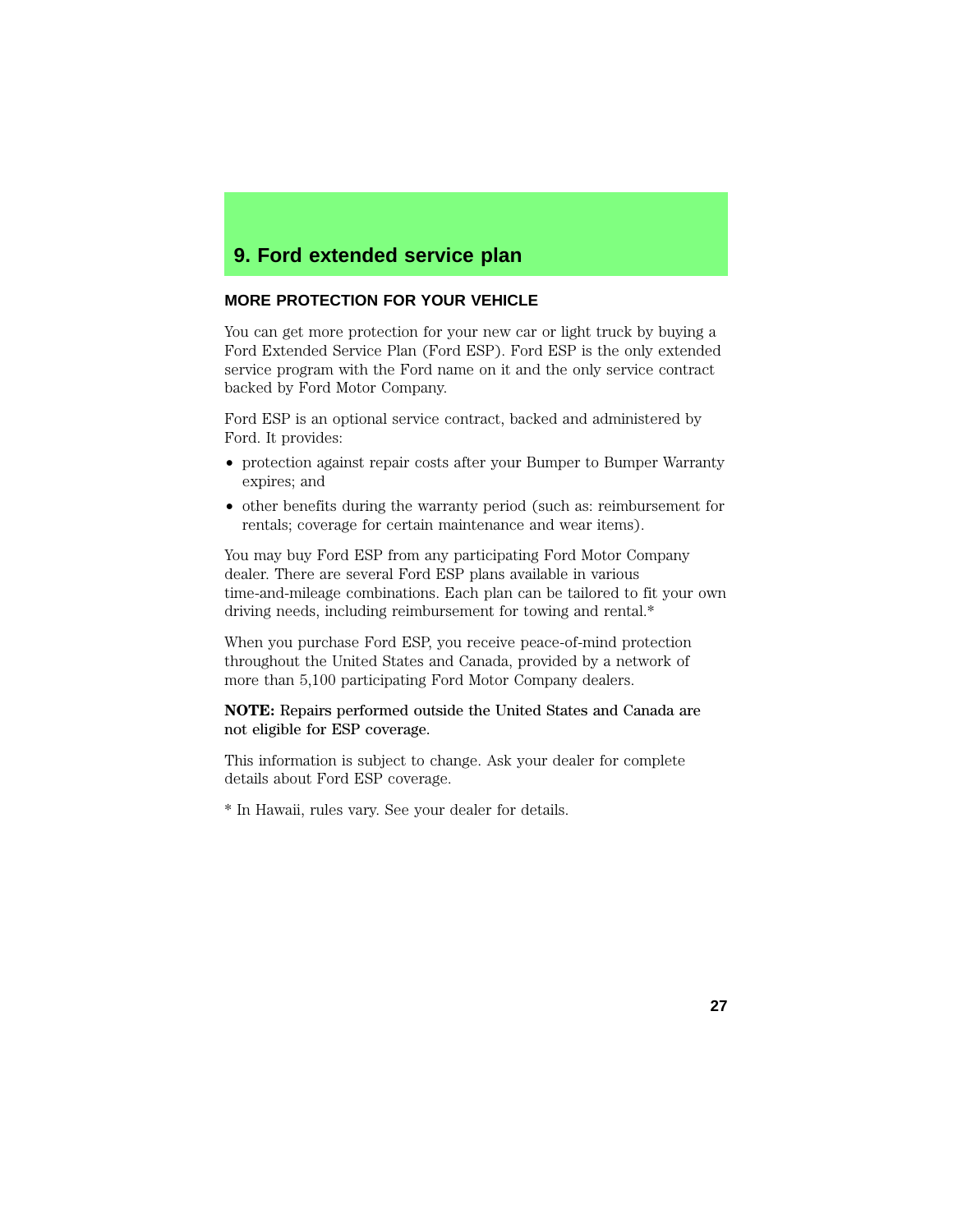# 9. Ford extended service plan

## MORE PROTECTION FOR YOUR VEHICLE

You can get more protection for your new car or light truck by buying a Ford Extended Service Plan (Ford ESP). Ford ESP is the only extended service program with the Ford name on it and the only service contract backed by Ford Motor Company.

Ford ESP is an optional service contract, backed and administered by Ford. It provides:

- protection against repair costs after your Bumper to Bumper Warranty expires; and
- other benefits during the warranty period (such as: reimbursement for rentals; coverage for certain maintenance and wear items).

You may buy Ford ESP from any participating Ford Motor Company dealer. There are several Ford ESP plans available in various time-and-mileage combinations. Each plan can be tailored to fit your own driving needs, including reimbursement for towing and rental.*

When you purchase Ford ESP, you receive peace-of-mind protection throughout the United States and Canada, provided by a network of more than 5,100 participating Ford Motor Company dealers.

**NOTE:** Repairs performed outside the United States and Canada are not eligible for ESP coverage.

This information is subject to change. Ask your dealer for complete details about Ford ESP coverage.

* In Hawaii, rules vary. See your dealer for details.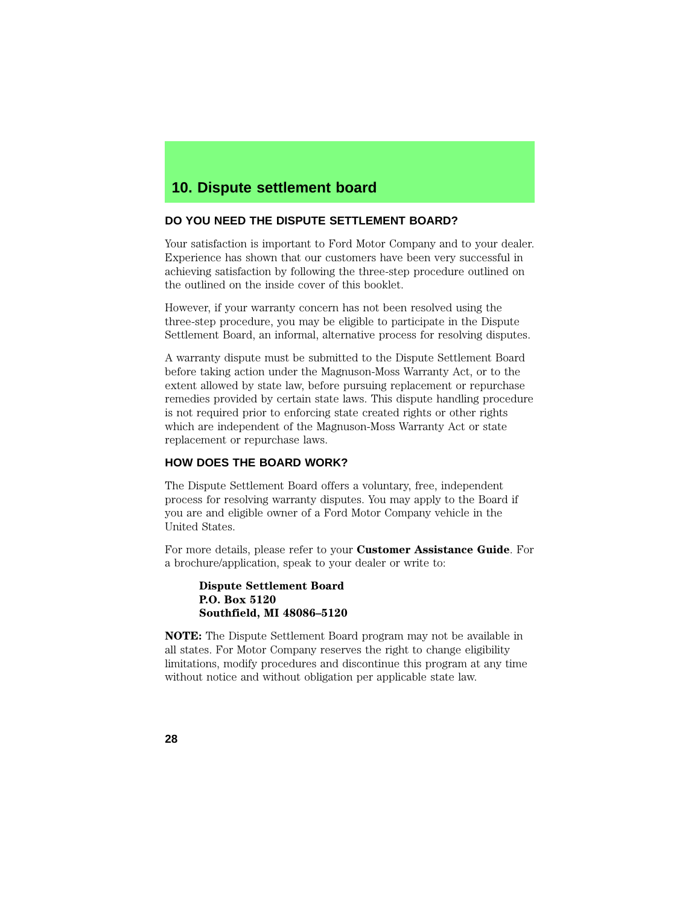# 10. Dispute settlement board

## DO YOU NEED THE DISPUTE SETTLEMENT BOARD?

Your satisfaction is important to Ford Motor Company and to your dealer. Experience has shown that our customers have been very successful in achieving satisfaction by following the three-step procedure outlined on the outlined on the inside cover of this booklet.

However, if your warranty concern has not been resolved using the three-step procedure, you may be eligible to participate in the Dispute Settlement Board, an informal, alternative process for resolving disputes.

A warranty dispute must be submitted to the Dispute Settlement Board before taking action under the Magnuson-Moss Warranty Act, or to the extent allowed by state law, before pursuing replacement or repurchase remedies provided by certain state laws. This dispute handling procedure is not required prior to enforcing state created rights or other rights which are independent of the Magnuson-Moss Warranty Act or state replacement or repurchase laws.

## HOW DOES THE BOARD WORK?

The Dispute Settlement Board offers a voluntary, free, independent process for resolving warranty disputes. You may apply to the Board if you are and eligible owner of a Ford Motor Company vehicle in the United States.

For more details, please refer to your **Customer Assistance Guide**. For a brochure/application, speak to your dealer or write to:

**Dispute Settlement Board**
**P.O. Box 5120**
**Southfield, MI 48086–5120**

**NOTE:** The Dispute Settlement Board program may not be available in all states. For Motor Company reserves the right to change eligibility limitations, modify procedures and discontinue this program at any time without notice and without obligation per applicable state law.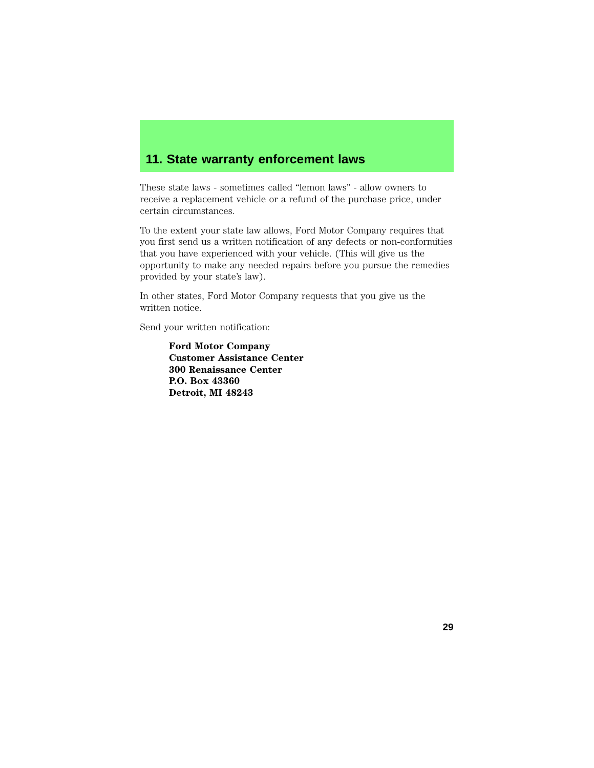## 11. State warranty enforcement laws

These state laws - sometimes called “lemon laws” - allow owners to receive a replacement vehicle or a refund of the purchase price, under certain circumstances.

To the extent your state law allows, Ford Motor Company requires that you first send us a written notification of any defects or non-conformities that you have experienced with your vehicle. (This will give us the opportunity to make any needed repairs before you pursue the remedies provided by your state’s law).

In other states, Ford Motor Company requests that you give us the written notice.

Send your written notification:

**Ford Motor Company**
**Customer Assistance Center**
**300 Renaissance Center**
**P.O. Box 43360**
**Detroit, MI 48243**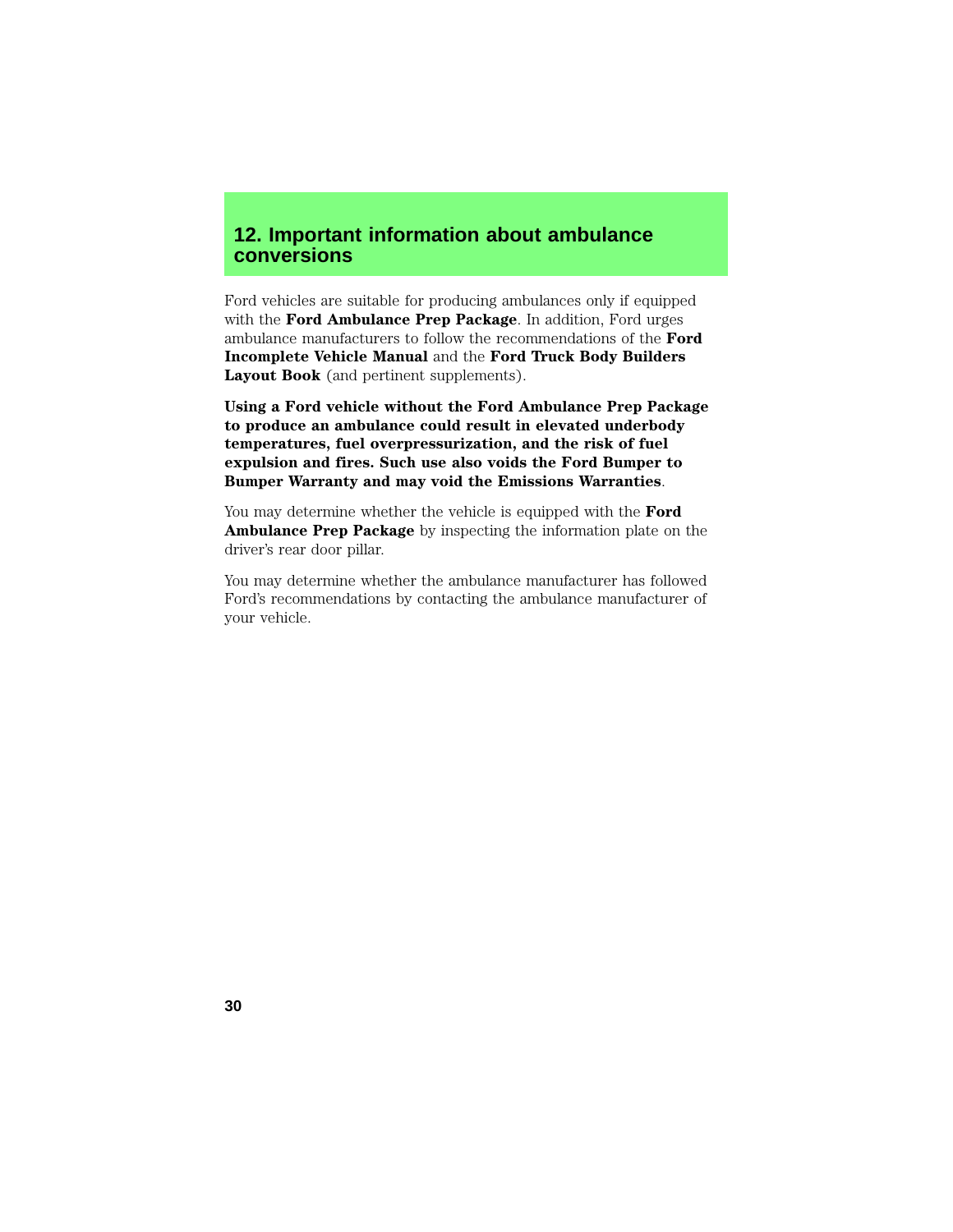## 12. Important information about ambulance conversions

Ford vehicles are suitable for producing ambulances only if equipped with the **Ford Ambulance Prep Package**. In addition, Ford urges ambulance manufacturers to follow the recommendations of the **Ford Incomplete Vehicle Manual** and the **Ford Truck Body Builders Layout Book** (and pertinent supplements).

**Using a Ford vehicle without the Ford Ambulance Prep Package to produce an ambulance could result in elevated underbody temperatures, fuel overpressurization, and the risk of fuel expulsion and fires. Such use also voids the Ford Bumper to Bumper Warranty and may void the Emissions Warranties**.

You may determine whether the vehicle is equipped with the **Ford Ambulance Prep Package** by inspecting the information plate on the driver's rear door pillar.

You may determine whether the ambulance manufacturer has followed Ford's recommendations by contacting the ambulance manufacturer of your vehicle.